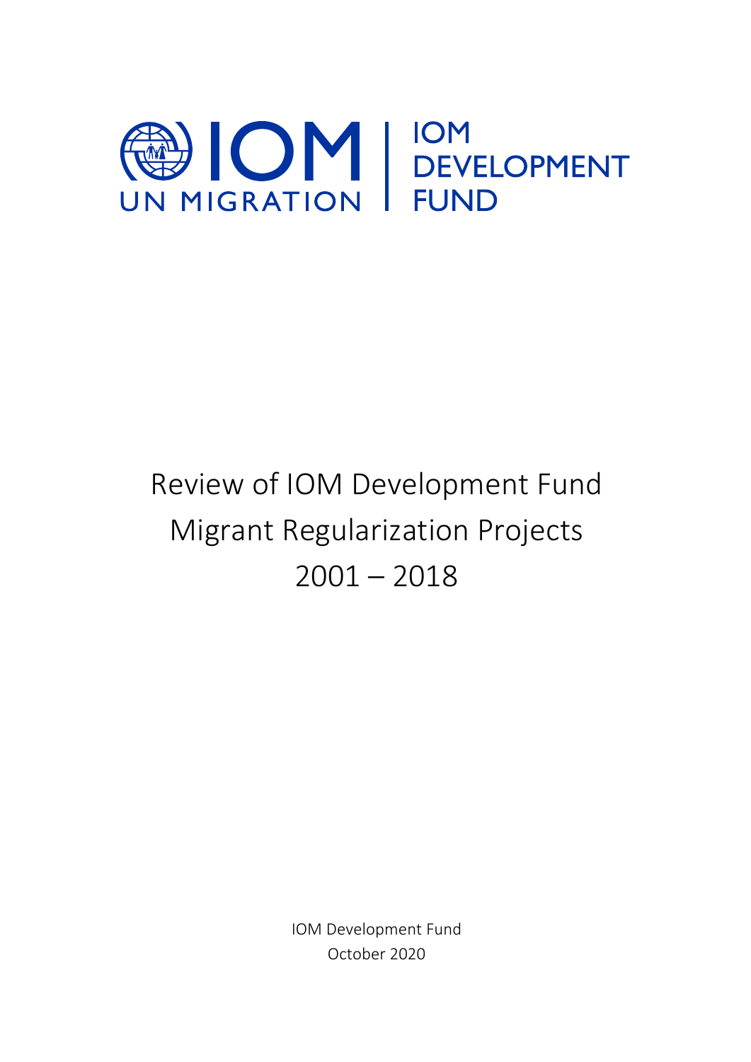IOM UN MIGRATION | IOM DEVELOPMENT FUND

# Review of IOM Development Fund Migrant Regularization Projects 2001 – 2018

IOM Development Fund

October 2020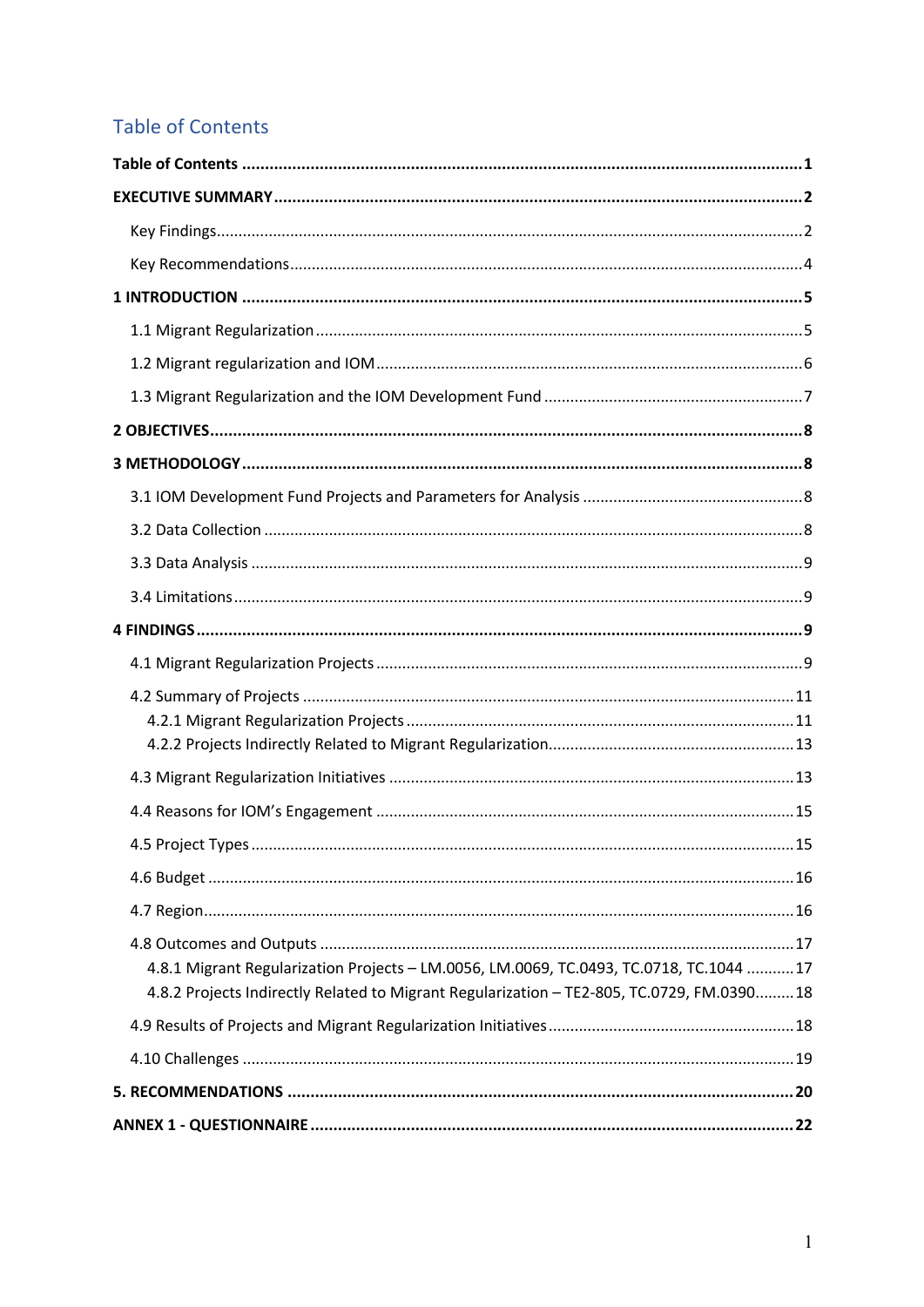# Table of Contents

**Table of Contents** .......... **1**

**EXECUTIVE SUMMARY** .......... **2**

- Key Findings .......... 2
- Key Recommendations .......... 4

**1 INTRODUCTION** .......... **5**

- 1.1 Migrant Regularization .......... 5
- 1.2 Migrant regularization and IOM .......... 6
- 1.3 Migrant Regularization and the IOM Development Fund .......... 7

**2 OBJECTIVES** .......... **8**

**3 METHODOLOGY** .......... **8**

- 3.1 IOM Development Fund Projects and Parameters for Analysis .......... 8
- 3.2 Data Collection .......... 8
- 3.3 Data Analysis .......... 9
- 3.4 Limitations .......... 9

**4 FINDINGS** .......... **9**

- 4.1 Migrant Regularization Projects .......... 9
- 4.2 Summary of Projects .......... 11
  - 4.2.1 Migrant Regularization Projects .......... 11
  - 4.2.2 Projects Indirectly Related to Migrant Regularization .......... 13
- 4.3 Migrant Regularization Initiatives .......... 13
- 4.4 Reasons for IOM's Engagement .......... 15
- 4.5 Project Types .......... 15
- 4.6 Budget .......... 16
- 4.7 Region .......... 16
- 4.8 Outcomes and Outputs .......... 17
  - 4.8.1 Migrant Regularization Projects – LM.0056, LM.0069, TC.0493, TC.0718, TC.1044 .......... 17
  - 4.8.2 Projects Indirectly Related to Migrant Regularization – TE2-805, TC.0729, FM.0390 .......... 18
- 4.9 Results of Projects and Migrant Regularization Initiatives .......... 18
- 4.10 Challenges .......... 19

**5. RECOMMENDATIONS** .......... **20**

**ANNEX 1 - QUESTIONNAIRE** .......... **22**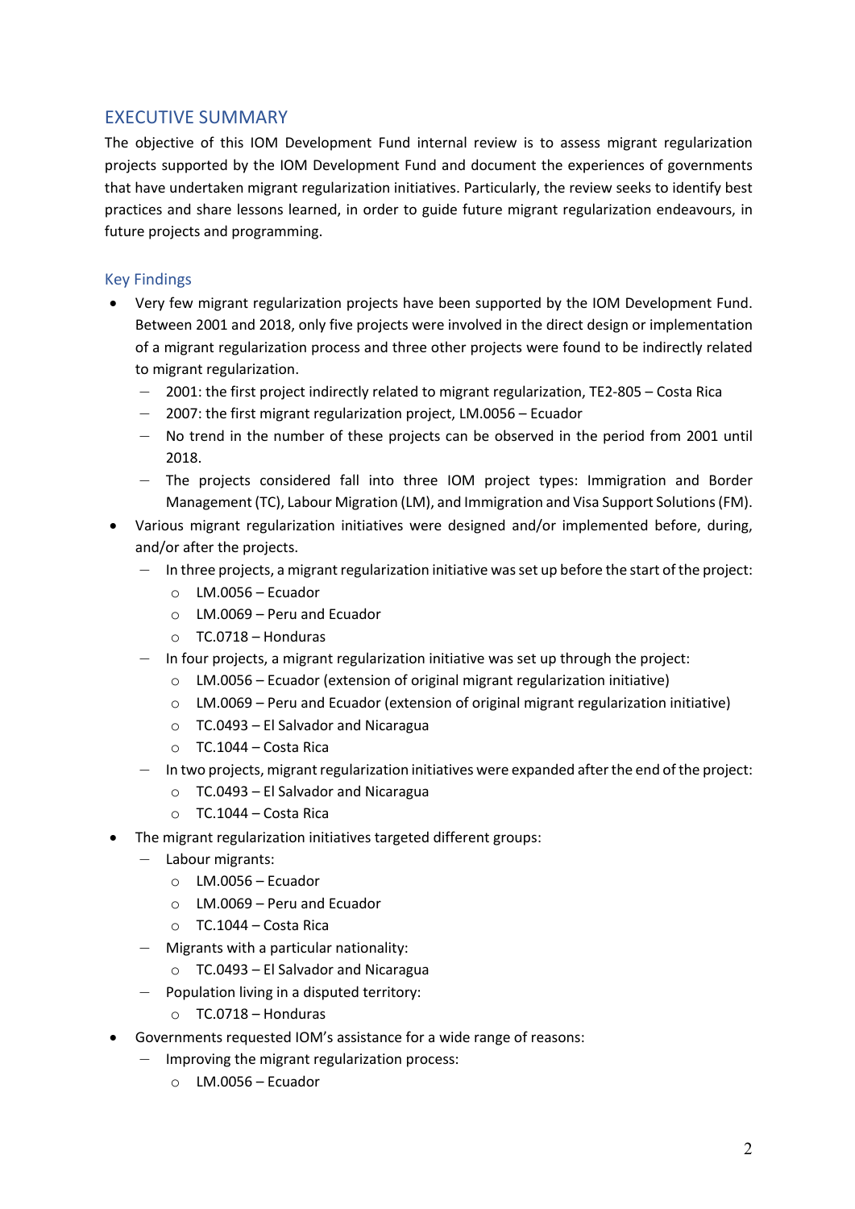## EXECUTIVE SUMMARY

The objective of this IOM Development Fund internal review is to assess migrant regularization projects supported by the IOM Development Fund and document the experiences of governments that have undertaken migrant regularization initiatives. Particularly, the review seeks to identify best practices and share lessons learned, in order to guide future migrant regularization endeavours, in future projects and programming.

### Key Findings

- Very few migrant regularization projects have been supported by the IOM Development Fund. Between 2001 and 2018, only five projects were involved in the direct design or implementation of a migrant regularization process and three other projects were found to be indirectly related to migrant regularization.
  - 2001: the first project indirectly related to migrant regularization, TE2-805 – Costa Rica
  - 2007: the first migrant regularization project, LM.0056 – Ecuador
  - No trend in the number of these projects can be observed in the period from 2001 until 2018.
  - The projects considered fall into three IOM project types: Immigration and Border Management (TC), Labour Migration (LM), and Immigration and Visa Support Solutions (FM).
- Various migrant regularization initiatives were designed and/or implemented before, during, and/or after the projects.
  - In three projects, a migrant regularization initiative was set up before the start of the project:
    - LM.0056 – Ecuador
    - LM.0069 – Peru and Ecuador
    - TC.0718 – Honduras
  - In four projects, a migrant regularization initiative was set up through the project:
    - LM.0056 – Ecuador (extension of original migrant regularization initiative)
    - LM.0069 – Peru and Ecuador (extension of original migrant regularization initiative)
    - TC.0493 – El Salvador and Nicaragua
    - TC.1044 – Costa Rica
  - In two projects, migrant regularization initiatives were expanded after the end of the project:
    - TC.0493 – El Salvador and Nicaragua
    - TC.1044 – Costa Rica
- The migrant regularization initiatives targeted different groups:
  - Labour migrants:
    - LM.0056 – Ecuador
    - LM.0069 – Peru and Ecuador
    - TC.1044 – Costa Rica
  - Migrants with a particular nationality:
    - TC.0493 – El Salvador and Nicaragua
  - Population living in a disputed territory:
    - TC.0718 – Honduras
- Governments requested IOM's assistance for a wide range of reasons:
  - Improving the migrant regularization process:
    - LM.0056 – Ecuador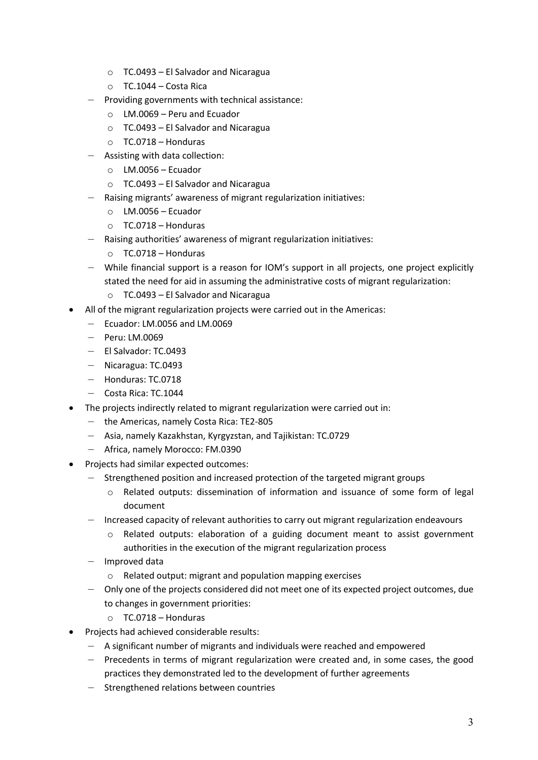- TC.0493 – El Salvador and Nicaragua
    - TC.1044 – Costa Rica
  - Providing governments with technical assistance:
    - LM.0069 – Peru and Ecuador
    - TC.0493 – El Salvador and Nicaragua
    - TC.0718 – Honduras
  - Assisting with data collection:
    - LM.0056 – Ecuador
    - TC.0493 – El Salvador and Nicaragua
  - Raising migrants' awareness of migrant regularization initiatives:
    - LM.0056 – Ecuador
    - TC.0718 – Honduras
  - Raising authorities' awareness of migrant regularization initiatives:
    - TC.0718 – Honduras
  - While financial support is a reason for IOM's support in all projects, one project explicitly stated the need for aid in assuming the administrative costs of migrant regularization:
    - TC.0493 – El Salvador and Nicaragua
- All of the migrant regularization projects were carried out in the Americas:
  - Ecuador: LM.0056 and LM.0069
  - Peru: LM.0069
  - El Salvador: TC.0493
  - Nicaragua: TC.0493
  - Honduras: TC.0718
  - Costa Rica: TC.1044
- The projects indirectly related to migrant regularization were carried out in:
  - the Americas, namely Costa Rica: TE2-805
  - Asia, namely Kazakhstan, Kyrgyzstan, and Tajikistan: TC.0729
  - Africa, namely Morocco: FM.0390
- Projects had similar expected outcomes:
  - Strengthened position and increased protection of the targeted migrant groups
    - Related outputs: dissemination of information and issuance of some form of legal document
  - Increased capacity of relevant authorities to carry out migrant regularization endeavours
    - Related outputs: elaboration of a guiding document meant to assist government authorities in the execution of the migrant regularization process
  - Improved data
    - Related output: migrant and population mapping exercises
  - Only one of the projects considered did not meet one of its expected project outcomes, due to changes in government priorities:
    - TC.0718 – Honduras
- Projects had achieved considerable results:
  - A significant number of migrants and individuals were reached and empowered
  - Precedents in terms of migrant regularization were created and, in some cases, the good practices they demonstrated led to the development of further agreements
  - Strengthened relations between countries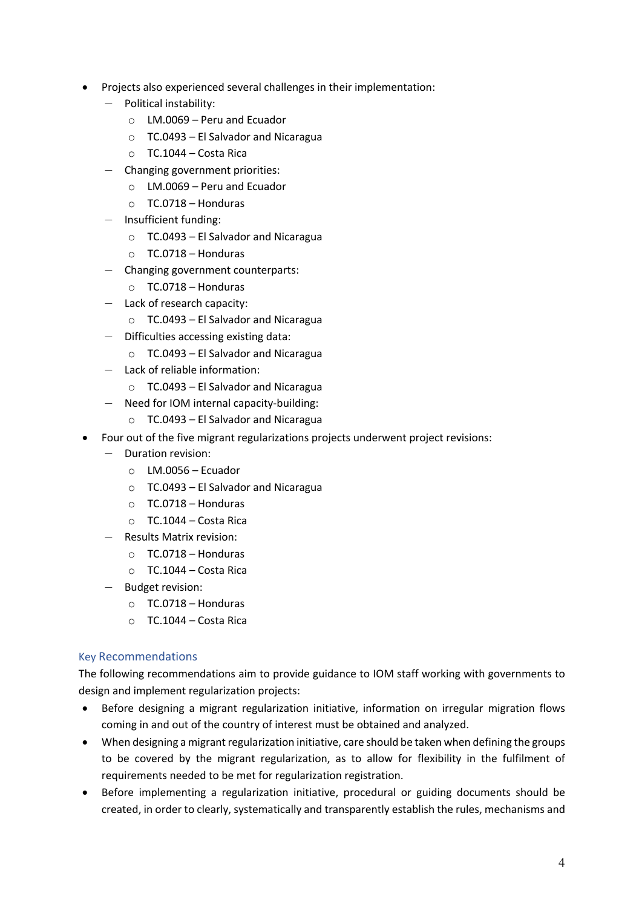- Projects also experienced several challenges in their implementation:
  - Political instability:
    - LM.0069 – Peru and Ecuador
    - TC.0493 – El Salvador and Nicaragua
    - TC.1044 – Costa Rica
  - Changing government priorities:
    - LM.0069 – Peru and Ecuador
    - TC.0718 – Honduras
  - Insufficient funding:
    - TC.0493 – El Salvador and Nicaragua
    - TC.0718 – Honduras
  - Changing government counterparts:
    - TC.0718 – Honduras
  - Lack of research capacity:
    - TC.0493 – El Salvador and Nicaragua
  - Difficulties accessing existing data:
    - TC.0493 – El Salvador and Nicaragua
  - Lack of reliable information:
    - TC.0493 – El Salvador and Nicaragua
  - Need for IOM internal capacity-building:
    - TC.0493 – El Salvador and Nicaragua
- Four out of the five migrant regularizations projects underwent project revisions:
  - Duration revision:
    - LM.0056 – Ecuador
    - TC.0493 – El Salvador and Nicaragua
    - TC.0718 – Honduras
    - TC.1044 – Costa Rica
  - Results Matrix revision:
    - TC.0718 – Honduras
    - TC.1044 – Costa Rica
  - Budget revision:
    - TC.0718 – Honduras
    - TC.1044 – Costa Rica

### Key Recommendations

The following recommendations aim to provide guidance to IOM staff working with governments to design and implement regularization projects:

- Before designing a migrant regularization initiative, information on irregular migration flows coming in and out of the country of interest must be obtained and analyzed.
- When designing a migrant regularization initiative, care should be taken when defining the groups to be covered by the migrant regularization, as to allow for flexibility in the fulfilment of requirements needed to be met for regularization registration.
- Before implementing a regularization initiative, procedural or guiding documents should be created, in order to clearly, systematically and transparently establish the rules, mechanisms and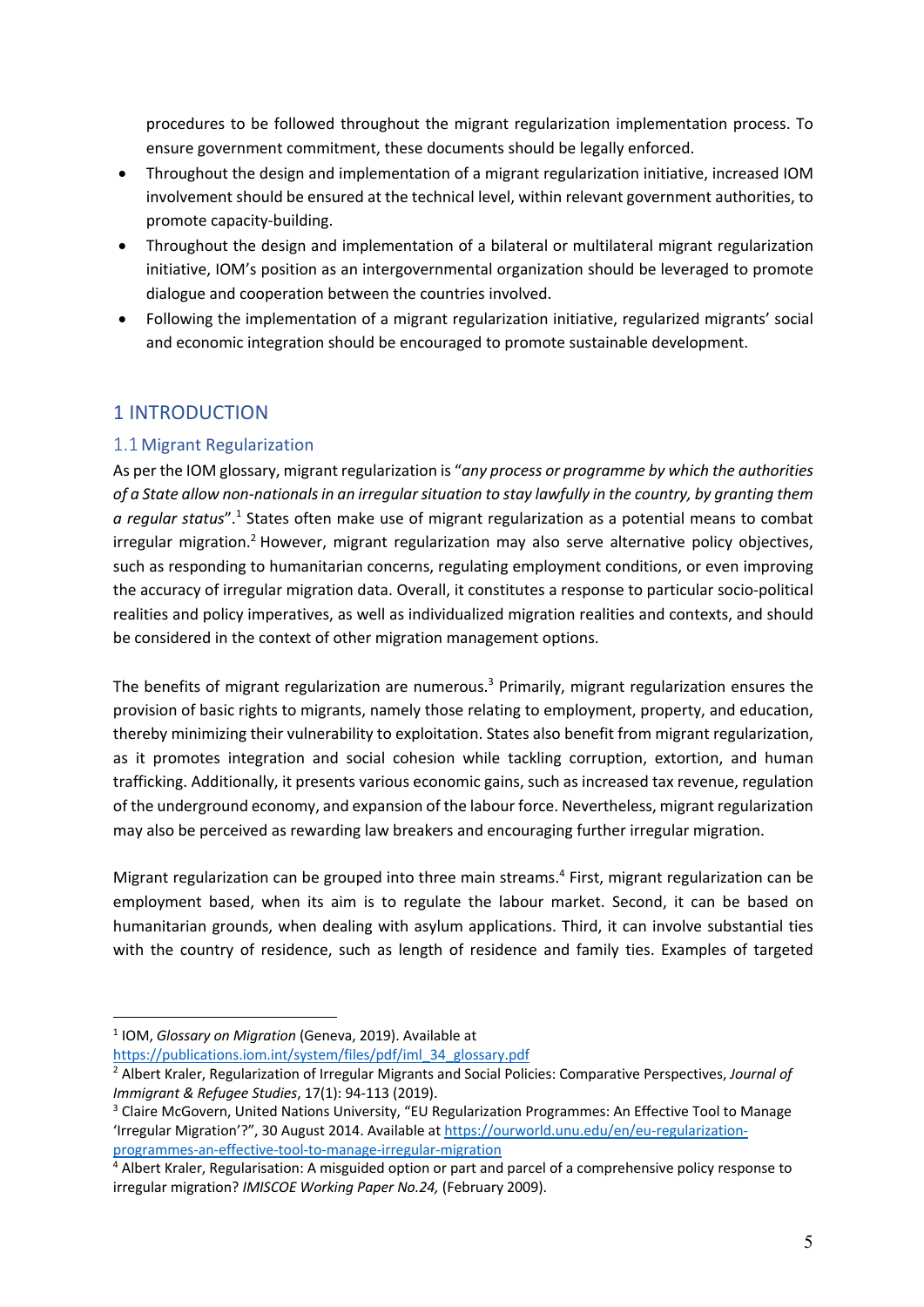procedures to be followed throughout the migrant regularization implementation process. To ensure government commitment, these documents should be legally enforced.

- Throughout the design and implementation of a migrant regularization initiative, increased IOM involvement should be ensured at the technical level, within relevant government authorities, to promote capacity-building.
- Throughout the design and implementation of a bilateral or multilateral migrant regularization initiative, IOM's position as an intergovernmental organization should be leveraged to promote dialogue and cooperation between the countries involved.
- Following the implementation of a migrant regularization initiative, regularized migrants' social and economic integration should be encouraged to promote sustainable development.

# 1 INTRODUCTION

## 1.1 Migrant Regularization

As per the IOM glossary, migrant regularization is "*any process or programme by which the authorities of a State allow non-nationals in an irregular situation to stay lawfully in the country, by granting them a regular status*".[1] States often make use of migrant regularization as a potential means to combat irregular migration.[2] However, migrant regularization may also serve alternative policy objectives, such as responding to humanitarian concerns, regulating employment conditions, or even improving the accuracy of irregular migration data. Overall, it constitutes a response to particular socio-political realities and policy imperatives, as well as individualized migration realities and contexts, and should be considered in the context of other migration management options.

The benefits of migrant regularization are numerous.[3] Primarily, migrant regularization ensures the provision of basic rights to migrants, namely those relating to employment, property, and education, thereby minimizing their vulnerability to exploitation. States also benefit from migrant regularization, as it promotes integration and social cohesion while tackling corruption, extortion, and human trafficking. Additionally, it presents various economic gains, such as increased tax revenue, regulation of the underground economy, and expansion of the labour force. Nevertheless, migrant regularization may also be perceived as rewarding law breakers and encouraging further irregular migration.

Migrant regularization can be grouped into three main streams.[4] First, migrant regularization can be employment based, when its aim is to regulate the labour market. Second, it can be based on humanitarian grounds, when dealing with asylum applications. Third, it can involve substantial ties with the country of residence, such as length of residence and family ties. Examples of targeted

---

[1] IOM, *Glossary on Migration* (Geneva, 2019). Available at https://publications.iom.int/system/files/pdf/iml_34_glossary.pdf

[2] Albert Kraler, Regularization of Irregular Migrants and Social Policies: Comparative Perspectives, *Journal of Immigrant & Refugee Studies*, 17(1): 94-113 (2019).

[3] Claire McGovern, United Nations University, "EU Regularization Programmes: An Effective Tool to Manage 'Irregular Migration'?", 30 August 2014. Available at https://ourworld.unu.edu/en/eu-regularization-programmes-an-effective-tool-to-manage-irregular-migration

[4] Albert Kraler, Regularisation: A misguided option or part and parcel of a comprehensive policy response to irregular migration? *IMISCOE Working Paper No.24,* (February 2009).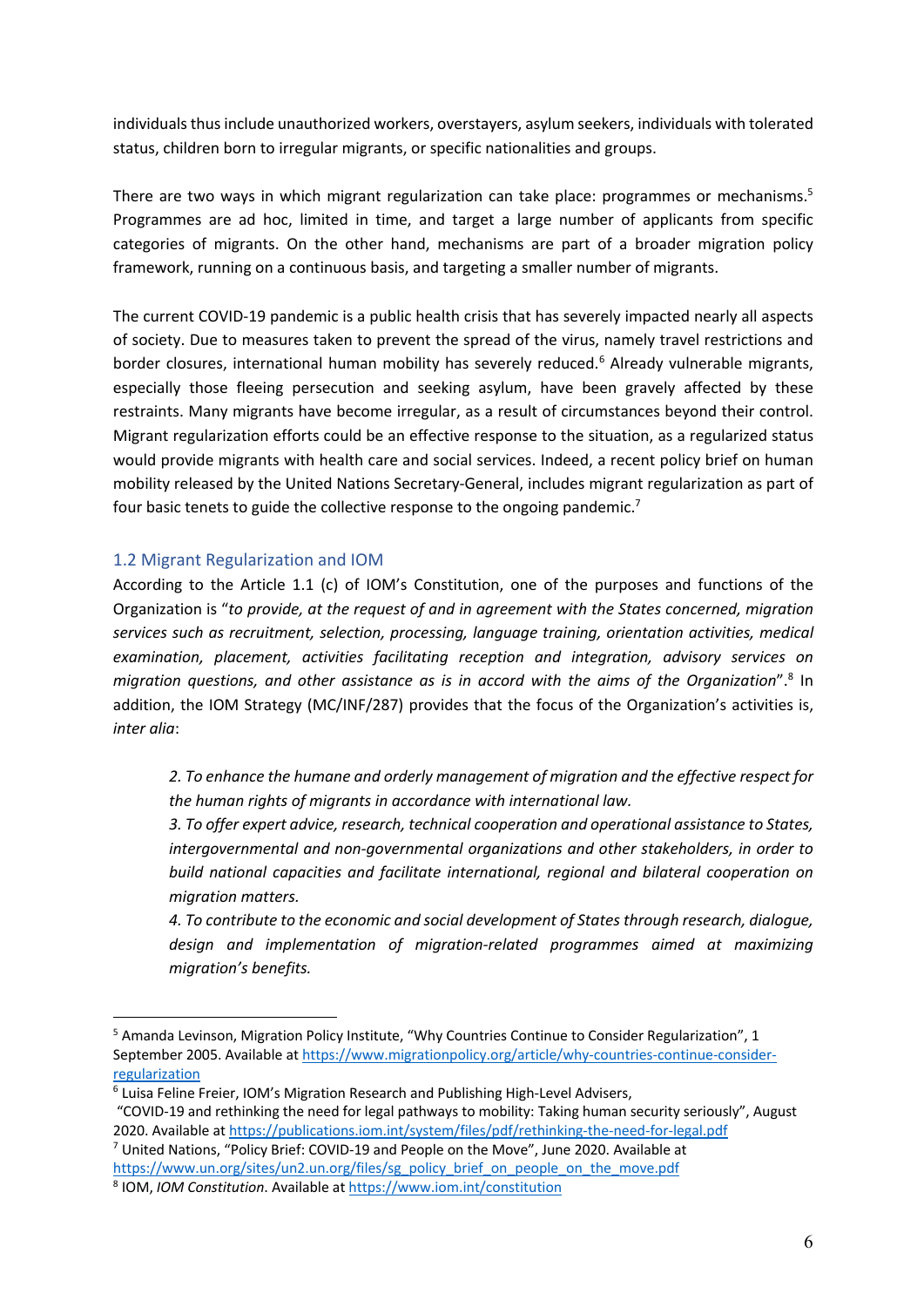individuals thus include unauthorized workers, overstayers, asylum seekers, individuals with tolerated status, children born to irregular migrants, or specific nationalities and groups.

There are two ways in which migrant regularization can take place: programmes or mechanisms.[5] Programmes are ad hoc, limited in time, and target a large number of applicants from specific categories of migrants. On the other hand, mechanisms are part of a broader migration policy framework, running on a continuous basis, and targeting a smaller number of migrants.

The current COVID-19 pandemic is a public health crisis that has severely impacted nearly all aspects of society. Due to measures taken to prevent the spread of the virus, namely travel restrictions and border closures, international human mobility has severely reduced.[6] Already vulnerable migrants, especially those fleeing persecution and seeking asylum, have been gravely affected by these restraints. Many migrants have become irregular, as a result of circumstances beyond their control. Migrant regularization efforts could be an effective response to the situation, as a regularized status would provide migrants with health care and social services. Indeed, a recent policy brief on human mobility released by the United Nations Secretary-General, includes migrant regularization as part of four basic tenets to guide the collective response to the ongoing pandemic.[7]

### 1.2 Migrant Regularization and IOM

According to the Article 1.1 (c) of IOM's Constitution, one of the purposes and functions of the Organization is "*to provide, at the request of and in agreement with the States concerned, migration services such as recruitment, selection, processing, language training, orientation activities, medical examination, placement, activities facilitating reception and integration, advisory services on migration questions, and other assistance as is in accord with the aims of the Organization*".[8] In addition, the IOM Strategy (MC/INF/287) provides that the focus of the Organization's activities is, *inter alia*:

> *2. To enhance the humane and orderly management of migration and the effective respect for the human rights of migrants in accordance with international law.*
>
> *3. To offer expert advice, research, technical cooperation and operational assistance to States, intergovernmental and non-governmental organizations and other stakeholders, in order to build national capacities and facilitate international, regional and bilateral cooperation on migration matters.*
>
> *4. To contribute to the economic and social development of States through research, dialogue, design and implementation of migration-related programmes aimed at maximizing migration's benefits.*

---

[5] Amanda Levinson, Migration Policy Institute, "Why Countries Continue to Consider Regularization", 1 September 2005. Available at https://www.migrationpolicy.org/article/why-countries-continue-consider-regularization

[6] Luisa Feline Freier, IOM's Migration Research and Publishing High-Level Advisers, "COVID-19 and rethinking the need for legal pathways to mobility: Taking human security seriously", August 2020. Available at https://publications.iom.int/system/files/pdf/rethinking-the-need-for-legal.pdf

[7] United Nations, "Policy Brief: COVID-19 and People on the Move", June 2020. Available at https://www.un.org/sites/un2.un.org/files/sg_policy_brief_on_people_on_the_move.pdf

[8] IOM, *IOM Constitution*. Available at https://www.iom.int/constitution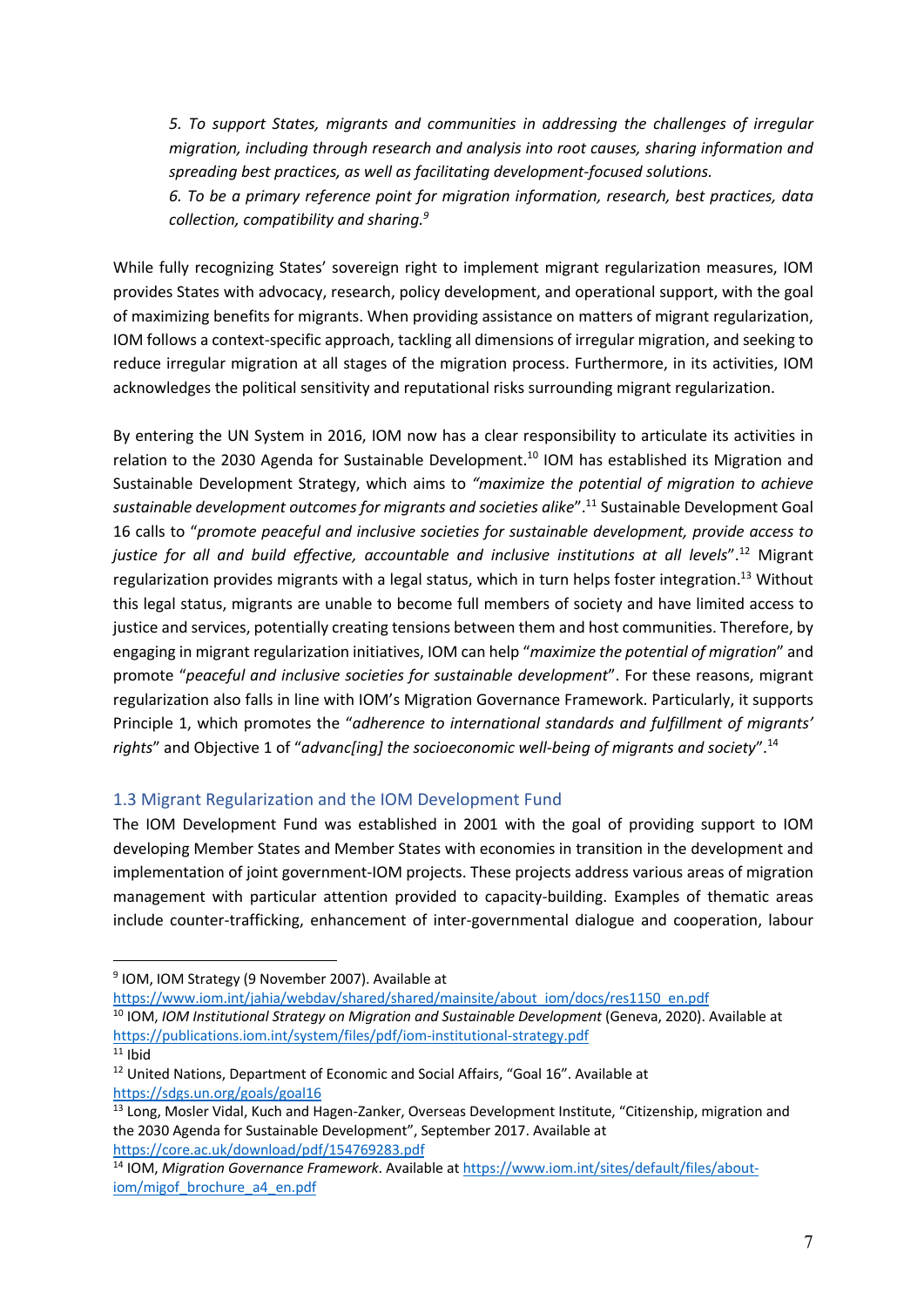*5. To support States, migrants and communities in addressing the challenges of irregular migration, including through research and analysis into root causes, sharing information and spreading best practices, as well as facilitating development-focused solutions.*

*6. To be a primary reference point for migration information, research, best practices, data collection, compatibility and sharing.*[9]

While fully recognizing States' sovereign right to implement migrant regularization measures, IOM provides States with advocacy, research, policy development, and operational support, with the goal of maximizing benefits for migrants. When providing assistance on matters of migrant regularization, IOM follows a context-specific approach, tackling all dimensions of irregular migration, and seeking to reduce irregular migration at all stages of the migration process. Furthermore, in its activities, IOM acknowledges the political sensitivity and reputational risks surrounding migrant regularization.

By entering the UN System in 2016, IOM now has a clear responsibility to articulate its activities in relation to the 2030 Agenda for Sustainable Development.[10] IOM has established its Migration and Sustainable Development Strategy, which aims to *"maximize the potential of migration to achieve sustainable development outcomes for migrants and societies alike*".[11] Sustainable Development Goal 16 calls to "*promote peaceful and inclusive societies for sustainable development, provide access to justice for all and build effective, accountable and inclusive institutions at all levels*".[12] Migrant regularization provides migrants with a legal status, which in turn helps foster integration.[13] Without this legal status, migrants are unable to become full members of society and have limited access to justice and services, potentially creating tensions between them and host communities. Therefore, by engaging in migrant regularization initiatives, IOM can help "*maximize the potential of migration*" and promote "*peaceful and inclusive societies for sustainable development*". For these reasons, migrant regularization also falls in line with IOM's Migration Governance Framework. Particularly, it supports Principle 1, which promotes the "*adherence to international standards and fulfillment of migrants' rights*" and Objective 1 of "*advanc[ing] the socioeconomic well-being of migrants and society*".[14]

### 1.3 Migrant Regularization and the IOM Development Fund

The IOM Development Fund was established in 2001 with the goal of providing support to IOM developing Member States and Member States with economies in transition in the development and implementation of joint government-IOM projects. These projects address various areas of migration management with particular attention provided to capacity-building. Examples of thematic areas include counter-trafficking, enhancement of inter-governmental dialogue and cooperation, labour

---

[9] IOM, IOM Strategy (9 November 2007). Available at https://www.iom.int/jahia/webdav/shared/shared/mainsite/about_iom/docs/res1150_en.pdf

[10] IOM, *IOM Institutional Strategy on Migration and Sustainable Development* (Geneva, 2020). Available at https://publications.iom.int/system/files/pdf/iom-institutional-strategy.pdf

[11] Ibid

[12] United Nations, Department of Economic and Social Affairs, "Goal 16". Available at https://sdgs.un.org/goals/goal16

[13] Long, Mosler Vidal, Kuch and Hagen-Zanker, Overseas Development Institute, "Citizenship, migration and the 2030 Agenda for Sustainable Development", September 2017. Available at https://core.ac.uk/download/pdf/154769283.pdf

[14] IOM, *Migration Governance Framework*. Available at https://www.iom.int/sites/default/files/about-iom/migof_brochure_a4_en.pdf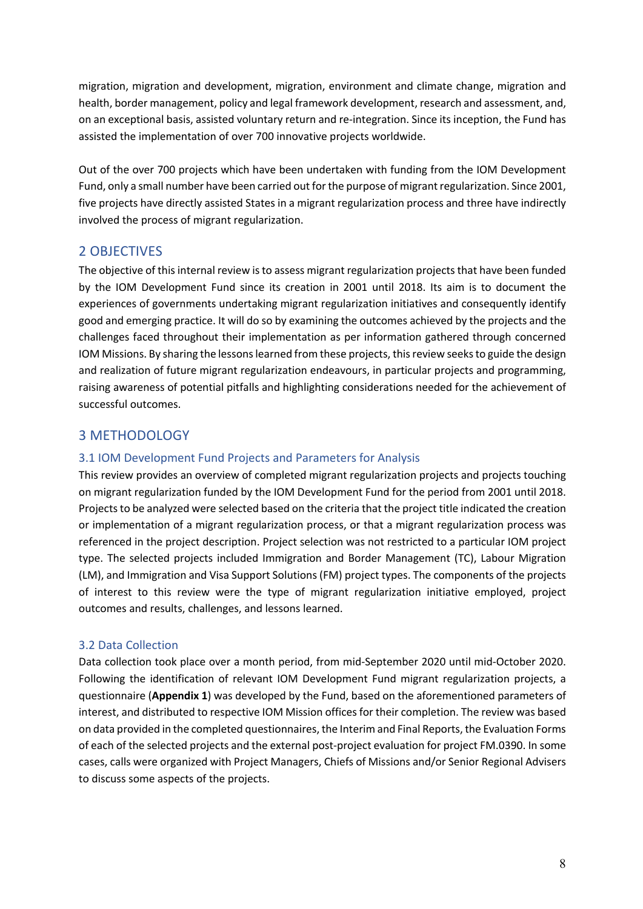migration, migration and development, migration, environment and climate change, migration and health, border management, policy and legal framework development, research and assessment, and, on an exceptional basis, assisted voluntary return and re-integration. Since its inception, the Fund has assisted the implementation of over 700 innovative projects worldwide.

Out of the over 700 projects which have been undertaken with funding from the IOM Development Fund, only a small number have been carried out for the purpose of migrant regularization. Since 2001, five projects have directly assisted States in a migrant regularization process and three have indirectly involved the process of migrant regularization.

## 2 OBJECTIVES

The objective of this internal review is to assess migrant regularization projects that have been funded by the IOM Development Fund since its creation in 2001 until 2018. Its aim is to document the experiences of governments undertaking migrant regularization initiatives and consequently identify good and emerging practice. It will do so by examining the outcomes achieved by the projects and the challenges faced throughout their implementation as per information gathered through concerned IOM Missions. By sharing the lessons learned from these projects, this review seeks to guide the design and realization of future migrant regularization endeavours, in particular projects and programming, raising awareness of potential pitfalls and highlighting considerations needed for the achievement of successful outcomes.

## 3 METHODOLOGY

### 3.1 IOM Development Fund Projects and Parameters for Analysis

This review provides an overview of completed migrant regularization projects and projects touching on migrant regularization funded by the IOM Development Fund for the period from 2001 until 2018. Projects to be analyzed were selected based on the criteria that the project title indicated the creation or implementation of a migrant regularization process, or that a migrant regularization process was referenced in the project description. Project selection was not restricted to a particular IOM project type. The selected projects included Immigration and Border Management (TC), Labour Migration (LM), and Immigration and Visa Support Solutions (FM) project types. The components of the projects of interest to this review were the type of migrant regularization initiative employed, project outcomes and results, challenges, and lessons learned.

### 3.2 Data Collection

Data collection took place over a month period, from mid-September 2020 until mid-October 2020. Following the identification of relevant IOM Development Fund migrant regularization projects, a questionnaire (**Appendix 1**) was developed by the Fund, based on the aforementioned parameters of interest, and distributed to respective IOM Mission offices for their completion. The review was based on data provided in the completed questionnaires, the Interim and Final Reports, the Evaluation Forms of each of the selected projects and the external post-project evaluation for project FM.0390. In some cases, calls were organized with Project Managers, Chiefs of Missions and/or Senior Regional Advisers to discuss some aspects of the projects.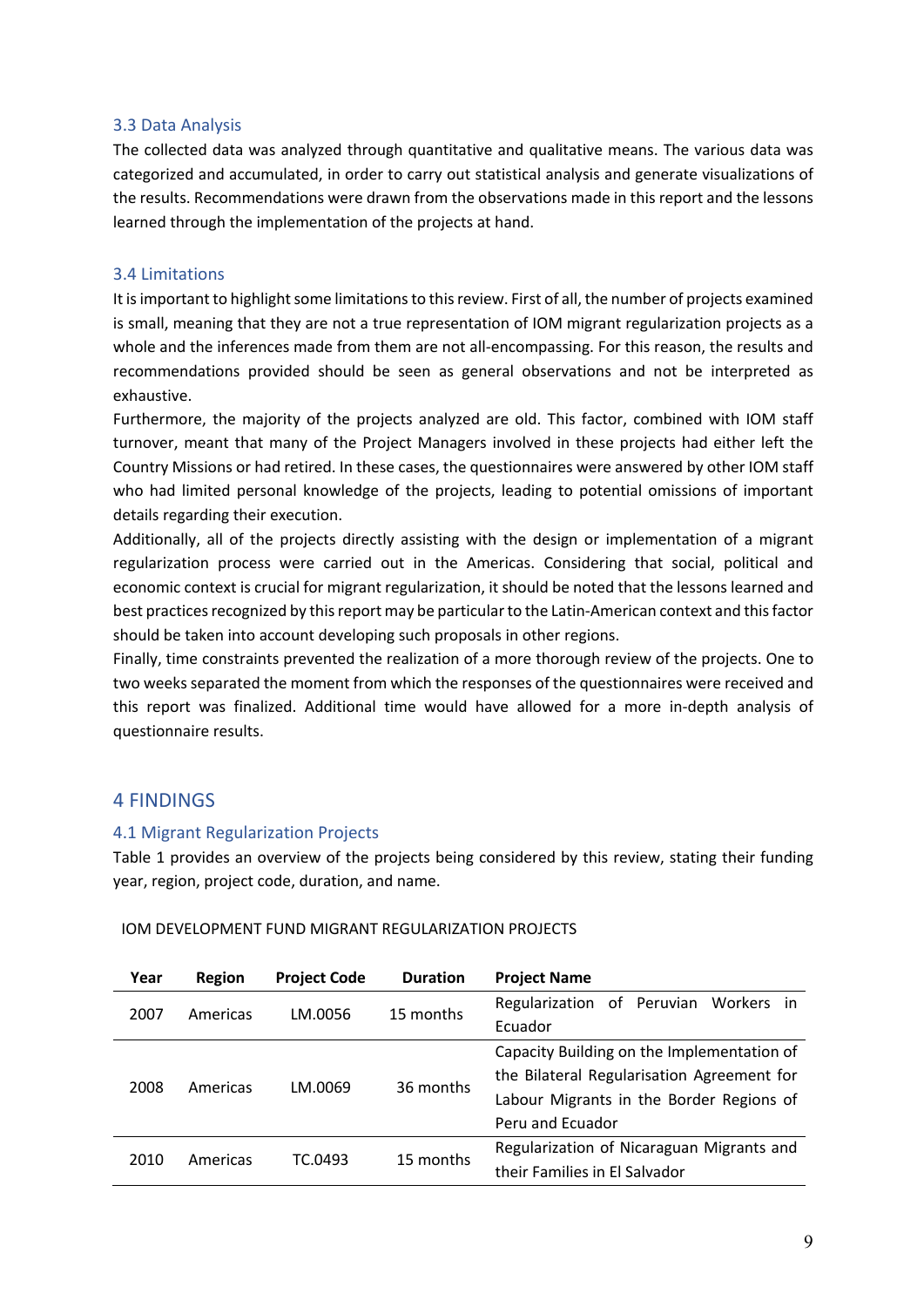### 3.3 Data Analysis

The collected data was analyzed through quantitative and qualitative means. The various data was categorized and accumulated, in order to carry out statistical analysis and generate visualizations of the results. Recommendations were drawn from the observations made in this report and the lessons learned through the implementation of the projects at hand.

### 3.4 Limitations

It is important to highlight some limitations to this review. First of all, the number of projects examined is small, meaning that they are not a true representation of IOM migrant regularization projects as a whole and the inferences made from them are not all-encompassing. For this reason, the results and recommendations provided should be seen as general observations and not be interpreted as exhaustive.

Furthermore, the majority of the projects analyzed are old. This factor, combined with IOM staff turnover, meant that many of the Project Managers involved in these projects had either left the Country Missions or had retired. In these cases, the questionnaires were answered by other IOM staff who had limited personal knowledge of the projects, leading to potential omissions of important details regarding their execution.

Additionally, all of the projects directly assisting with the design or implementation of a migrant regularization process were carried out in the Americas. Considering that social, political and economic context is crucial for migrant regularization, it should be noted that the lessons learned and best practices recognized by this report may be particular to the Latin-American context and this factor should be taken into account developing such proposals in other regions.

Finally, time constraints prevented the realization of a more thorough review of the projects. One to two weeks separated the moment from which the responses of the questionnaires were received and this report was finalized. Additional time would have allowed for a more in-depth analysis of questionnaire results.

## 4 FINDINGS

### 4.1 Migrant Regularization Projects

Table 1 provides an overview of the projects being considered by this review, stating their funding year, region, project code, duration, and name.

IOM DEVELOPMENT FUND MIGRANT REGULARIZATION PROJECTS

| Year | Region | Project Code | Duration | Project Name |
|---|---|---|---|---|
| 2007 | Americas | LM.0056 | 15 months | Regularization of Peruvian Workers in Ecuador |
| 2008 | Americas | LM.0069 | 36 months | Capacity Building on the Implementation of the Bilateral Regularisation Agreement for Labour Migrants in the Border Regions of Peru and Ecuador |
| 2010 | Americas | TC.0493 | 15 months | Regularization of Nicaraguan Migrants and their Families in El Salvador |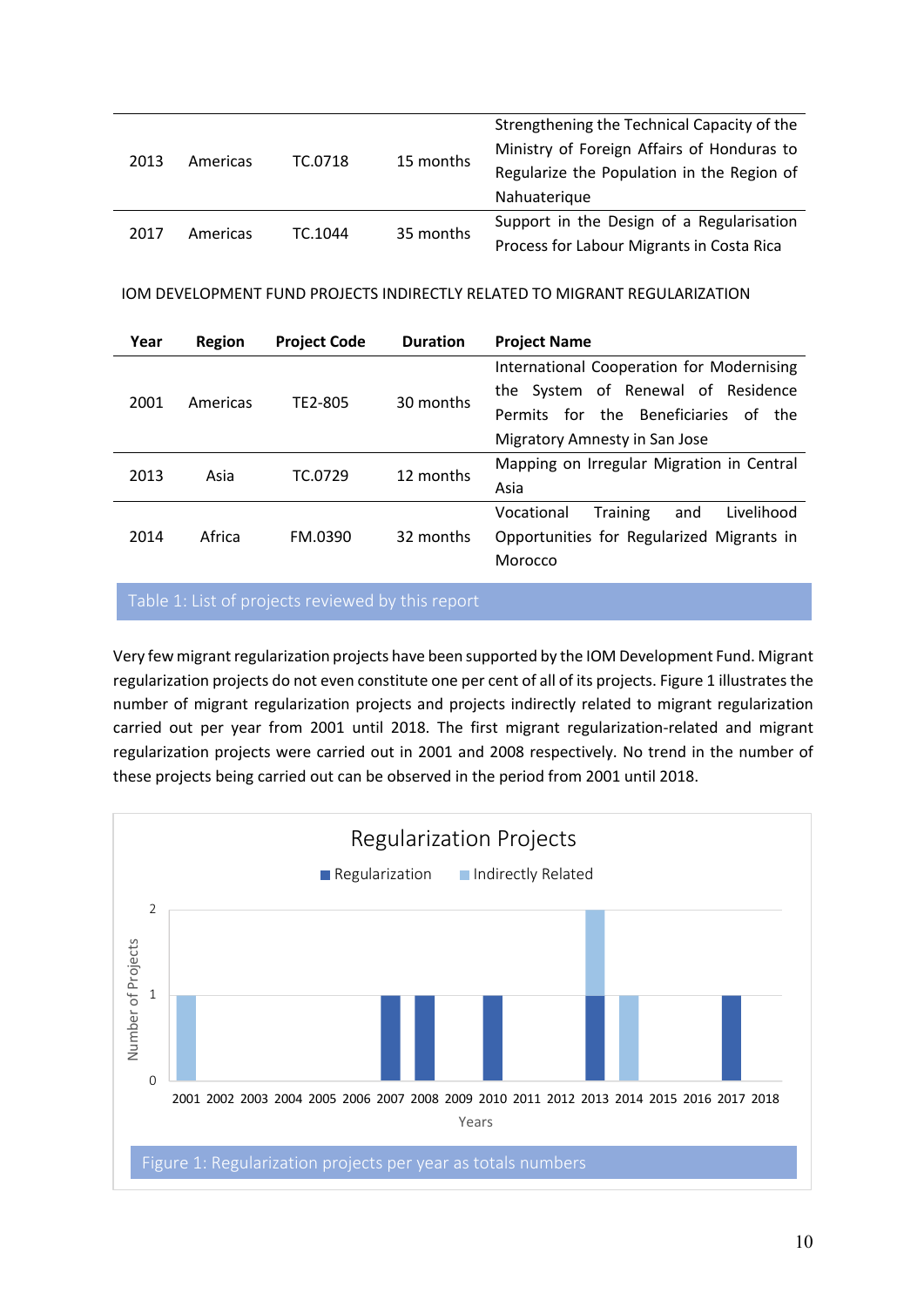| Year | Region | Project Code | Duration | Project Name |
|---|---|---|---|---|
| 2013 | Americas | TC.0718 | 15 months | Strengthening the Technical Capacity of the Ministry of Foreign Affairs of Honduras to Regularize the Population in the Region of Nahuaterique |
| 2017 | Americas | TC.1044 | 35 months | Support in the Design of a Regularisation Process for Labour Migrants in Costa Rica |

IOM DEVELOPMENT FUND PROJECTS INDIRECTLY RELATED TO MIGRANT REGULARIZATION

| Year | Region | Project Code | Duration | Project Name |
|---|---|---|---|---|
| 2001 | Americas | TE2-805 | 30 months | International Cooperation for Modernising the System of Renewal of Residence Permits for the Beneficiaries of the Migratory Amnesty in San Jose |
| 2013 | Asia | TC.0729 | 12 months | Mapping on Irregular Migration in Central Asia |
| 2014 | Africa | FM.0390 | 32 months | Vocational Training and Livelihood Opportunities for Regularized Migrants in Morocco |

Table 1: List of projects reviewed by this report

Very few migrant regularization projects have been supported by the IOM Development Fund. Migrant regularization projects do not even constitute one per cent of all of its projects. Figure 1 illustrates the number of migrant regularization projects and projects indirectly related to migrant regularization carried out per year from 2001 until 2018. The first migrant regularization-related and migrant regularization projects were carried out in 2001 and 2008 respectively. No trend in the number of these projects being carried out can be observed in the period from 2001 until 2018.

Figure 1: Regularization projects per year as totals numbers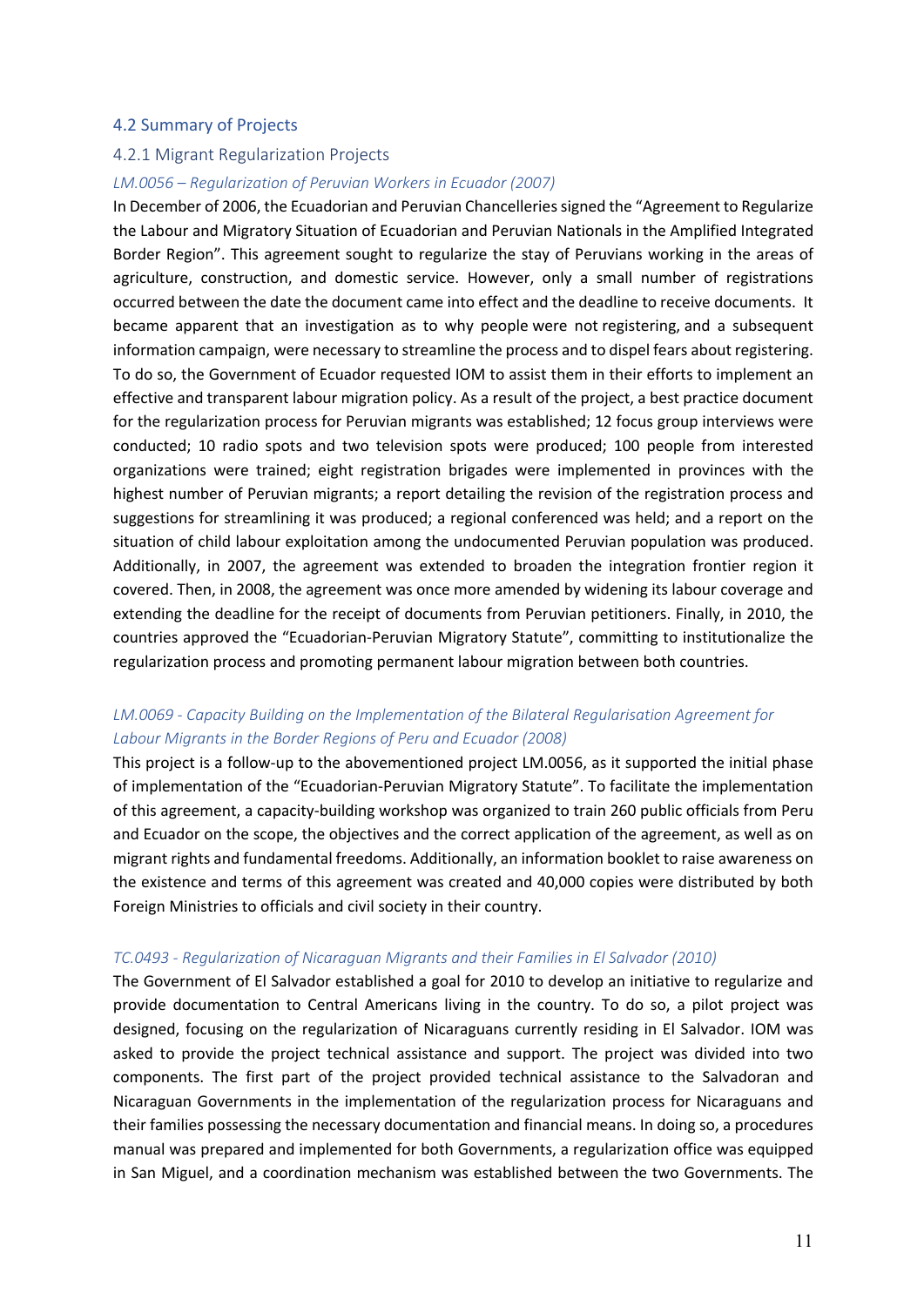## 4.2 Summary of Projects

### 4.2.1 Migrant Regularization Projects

#### *LM.0056 – Regularization of Peruvian Workers in Ecuador (2007)*

In December of 2006, the Ecuadorian and Peruvian Chancelleries signed the "Agreement to Regularize the Labour and Migratory Situation of Ecuadorian and Peruvian Nationals in the Amplified Integrated Border Region". This agreement sought to regularize the stay of Peruvians working in the areas of agriculture, construction, and domestic service. However, only a small number of registrations occurred between the date the document came into effect and the deadline to receive documents. It became apparent that an investigation as to why people were not registering, and a subsequent information campaign, were necessary to streamline the process and to dispel fears about registering. To do so, the Government of Ecuador requested IOM to assist them in their efforts to implement an effective and transparent labour migration policy. As a result of the project, a best practice document for the regularization process for Peruvian migrants was established; 12 focus group interviews were conducted; 10 radio spots and two television spots were produced; 100 people from interested organizations were trained; eight registration brigades were implemented in provinces with the highest number of Peruvian migrants; a report detailing the revision of the registration process and suggestions for streamlining it was produced; a regional conferenced was held; and a report on the situation of child labour exploitation among the undocumented Peruvian population was produced. Additionally, in 2007, the agreement was extended to broaden the integration frontier region it covered. Then, in 2008, the agreement was once more amended by widening its labour coverage and extending the deadline for the receipt of documents from Peruvian petitioners. Finally, in 2010, the countries approved the "Ecuadorian-Peruvian Migratory Statute", committing to institutionalize the regularization process and promoting permanent labour migration between both countries.

#### *LM.0069 - Capacity Building on the Implementation of the Bilateral Regularisation Agreement for Labour Migrants in the Border Regions of Peru and Ecuador (2008)*

This project is a follow-up to the abovementioned project LM.0056, as it supported the initial phase of implementation of the "Ecuadorian-Peruvian Migratory Statute". To facilitate the implementation of this agreement, a capacity-building workshop was organized to train 260 public officials from Peru and Ecuador on the scope, the objectives and the correct application of the agreement, as well as on migrant rights and fundamental freedoms. Additionally, an information booklet to raise awareness on the existence and terms of this agreement was created and 40,000 copies were distributed by both Foreign Ministries to officials and civil society in their country.

#### *TC.0493 - Regularization of Nicaraguan Migrants and their Families in El Salvador (2010)*

The Government of El Salvador established a goal for 2010 to develop an initiative to regularize and provide documentation to Central Americans living in the country. To do so, a pilot project was designed, focusing on the regularization of Nicaraguans currently residing in El Salvador. IOM was asked to provide the project technical assistance and support. The project was divided into two components. The first part of the project provided technical assistance to the Salvadoran and Nicaraguan Governments in the implementation of the regularization process for Nicaraguans and their families possessing the necessary documentation and financial means. In doing so, a procedures manual was prepared and implemented for both Governments, a regularization office was equipped in San Miguel, and a coordination mechanism was established between the two Governments. The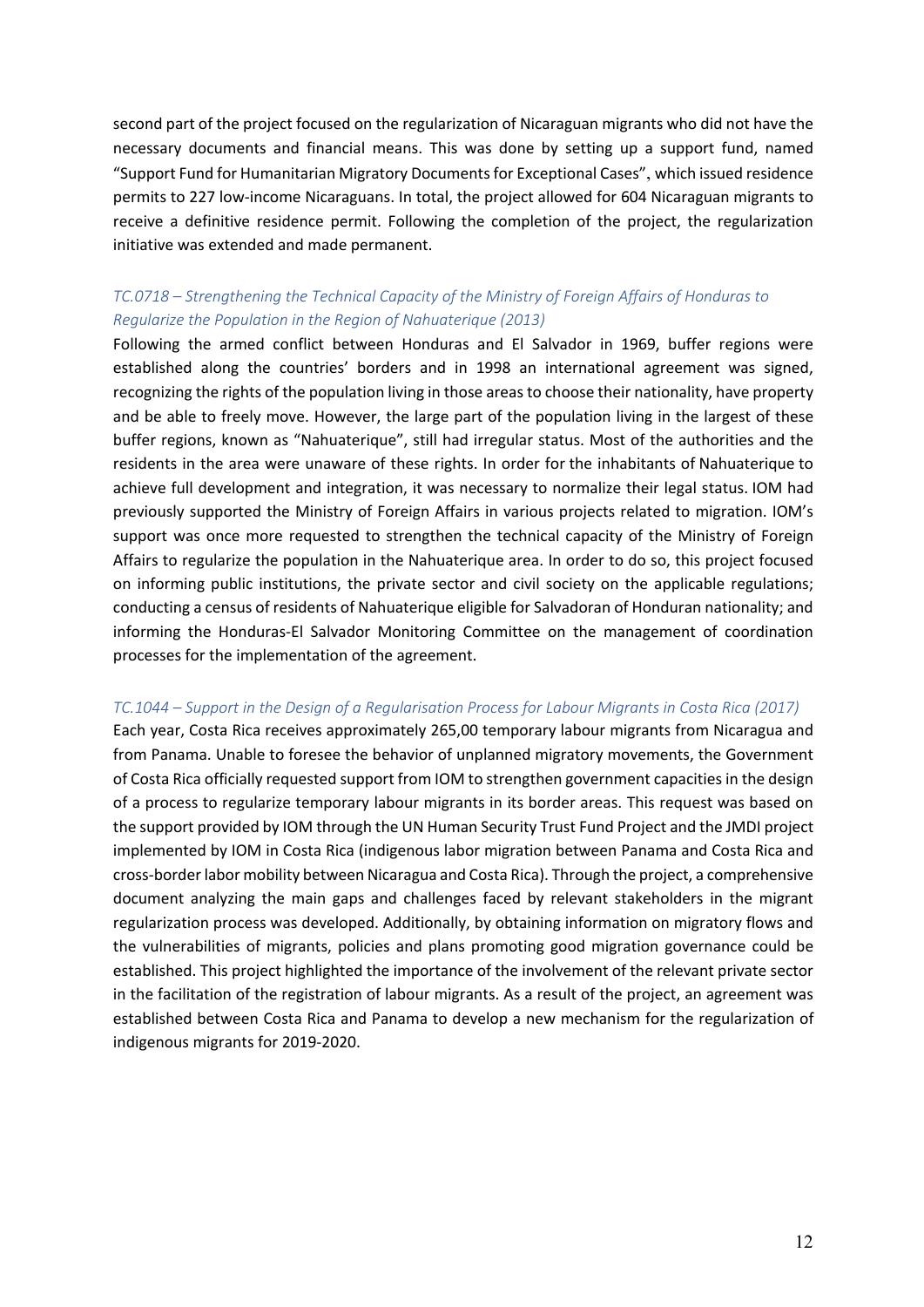second part of the project focused on the regularization of Nicaraguan migrants who did not have the necessary documents and financial means. This was done by setting up a support fund, named "Support Fund for Humanitarian Migratory Documents for Exceptional Cases", which issued residence permits to 227 low-income Nicaraguans. In total, the project allowed for 604 Nicaraguan migrants to receive a definitive residence permit. Following the completion of the project, the regularization initiative was extended and made permanent.

*TC.0718 – Strengthening the Technical Capacity of the Ministry of Foreign Affairs of Honduras to Regularize the Population in the Region of Nahuaterique (2013)*

Following the armed conflict between Honduras and El Salvador in 1969, buffer regions were established along the countries' borders and in 1998 an international agreement was signed, recognizing the rights of the population living in those areas to choose their nationality, have property and be able to freely move. However, the large part of the population living in the largest of these buffer regions, known as "Nahuaterique", still had irregular status. Most of the authorities and the residents in the area were unaware of these rights. In order for the inhabitants of Nahuaterique to achieve full development and integration, it was necessary to normalize their legal status. IOM had previously supported the Ministry of Foreign Affairs in various projects related to migration. IOM's support was once more requested to strengthen the technical capacity of the Ministry of Foreign Affairs to regularize the population in the Nahuaterique area. In order to do so, this project focused on informing public institutions, the private sector and civil society on the applicable regulations; conducting a census of residents of Nahuaterique eligible for Salvadoran of Honduran nationality; and informing the Honduras-El Salvador Monitoring Committee on the management of coordination processes for the implementation of the agreement.

*TC.1044 – Support in the Design of a Regularisation Process for Labour Migrants in Costa Rica (2017)*

Each year, Costa Rica receives approximately 265,00 temporary labour migrants from Nicaragua and from Panama. Unable to foresee the behavior of unplanned migratory movements, the Government of Costa Rica officially requested support from IOM to strengthen government capacities in the design of a process to regularize temporary labour migrants in its border areas. This request was based on the support provided by IOM through the UN Human Security Trust Fund Project and the JMDI project implemented by IOM in Costa Rica (indigenous labor migration between Panama and Costa Rica and cross-border labor mobility between Nicaragua and Costa Rica). Through the project, a comprehensive document analyzing the main gaps and challenges faced by relevant stakeholders in the migrant regularization process was developed. Additionally, by obtaining information on migratory flows and the vulnerabilities of migrants, policies and plans promoting good migration governance could be established. This project highlighted the importance of the involvement of the relevant private sector in the facilitation of the registration of labour migrants. As a result of the project, an agreement was established between Costa Rica and Panama to develop a new mechanism for the regularization of indigenous migrants for 2019-2020.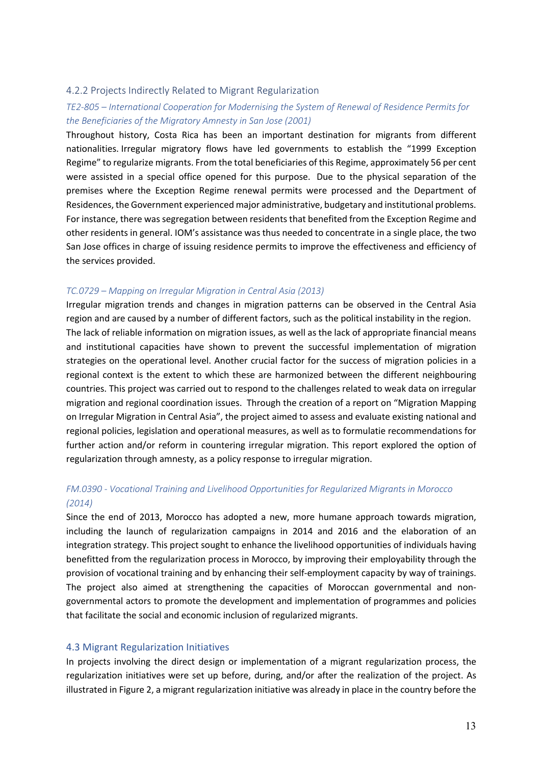### 4.2.2 Projects Indirectly Related to Migrant Regularization

*TE2-805 – International Cooperation for Modernising the System of Renewal of Residence Permits for the Beneficiaries of the Migratory Amnesty in San Jose (2001)*

Throughout history, Costa Rica has been an important destination for migrants from different nationalities. Irregular migratory flows have led governments to establish the "1999 Exception Regime" to regularize migrants. From the total beneficiaries of this Regime, approximately 56 per cent were assisted in a special office opened for this purpose. Due to the physical separation of the premises where the Exception Regime renewal permits were processed and the Department of Residences, the Government experienced major administrative, budgetary and institutional problems. For instance, there was segregation between residents that benefited from the Exception Regime and other residents in general. IOM's assistance was thus needed to concentrate in a single place, the two San Jose offices in charge of issuing residence permits to improve the effectiveness and efficiency of the services provided.

*TC.0729 – Mapping on Irregular Migration in Central Asia (2013)*

Irregular migration trends and changes in migration patterns can be observed in the Central Asia region and are caused by a number of different factors, such as the political instability in the region. The lack of reliable information on migration issues, as well as the lack of appropriate financial means and institutional capacities have shown to prevent the successful implementation of migration strategies on the operational level. Another crucial factor for the success of migration policies in a regional context is the extent to which these are harmonized between the different neighbouring countries. This project was carried out to respond to the challenges related to weak data on irregular migration and regional coordination issues. Through the creation of a report on "Migration Mapping on Irregular Migration in Central Asia", the project aimed to assess and evaluate existing national and regional policies, legislation and operational measures, as well as to formulatie recommendations for further action and/or reform in countering irregular migration. This report explored the option of regularization through amnesty, as a policy response to irregular migration.

*FM.0390 - Vocational Training and Livelihood Opportunities for Regularized Migrants in Morocco (2014)*

Since the end of 2013, Morocco has adopted a new, more humane approach towards migration, including the launch of regularization campaigns in 2014 and 2016 and the elaboration of an integration strategy. This project sought to enhance the livelihood opportunities of individuals having benefitted from the regularization process in Morocco, by improving their employability through the provision of vocational training and by enhancing their self-employment capacity by way of trainings. The project also aimed at strengthening the capacities of Moroccan governmental and non-governmental actors to promote the development and implementation of programmes and policies that facilitate the social and economic inclusion of regularized migrants.

## 4.3 Migrant Regularization Initiatives

In projects involving the direct design or implementation of a migrant regularization process, the regularization initiatives were set up before, during, and/or after the realization of the project. As illustrated in Figure 2, a migrant regularization initiative was already in place in the country before the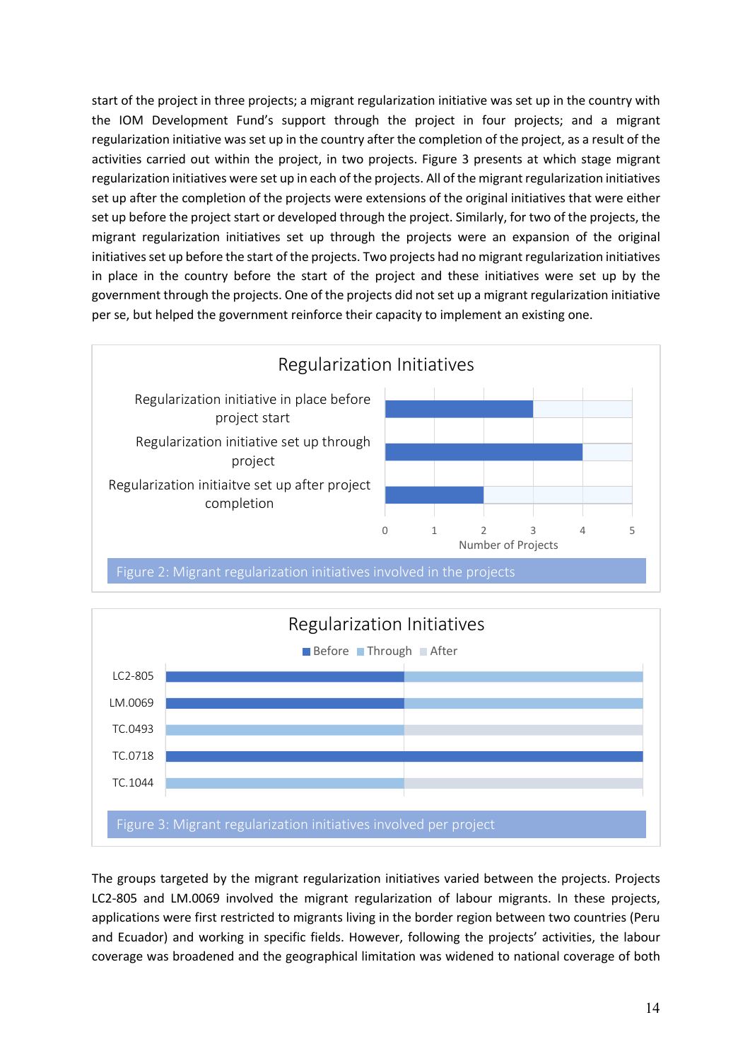start of the project in three projects; a migrant regularization initiative was set up in the country with the IOM Development Fund's support through the project in four projects; and a migrant regularization initiative was set up in the country after the completion of the project, as a result of the activities carried out within the project, in two projects. Figure 3 presents at which stage migrant regularization initiatives were set up in each of the projects. All of the migrant regularization initiatives set up after the completion of the projects were extensions of the original initiatives that were either set up before the project start or developed through the project. Similarly, for two of the projects, the migrant regularization initiatives set up through the projects were an expansion of the original initiatives set up before the start of the projects. Two projects had no migrant regularization initiatives in place in the country before the start of the project and these initiatives were set up by the government through the projects. One of the projects did not set up a migrant regularization initiative per se, but helped the government reinforce their capacity to implement an existing one.

**Regularization Initiatives**

| | Number of Projects |
|---|---|
| Regularization initiative in place before project start | 3 |
| Regularization initiative set up through project | 4 |
| Regularization initiaitve set up after project completion | 2 |

Figure 2: Migrant regularization initiatives involved in the projects

**Regularization Initiatives**

| Project | Before | Through | After |
|---|---|---|---|
| LC2-805 | ✓ | ✓ | |
| LM.0069 | ✓ | ✓ | |
| TC.0493 | | ✓ | ✓ |
| TC.0718 | ✓ | | |
| TC.1044 | | ✓ | ✓ |

Figure 3: Migrant regularization initiatives involved per project

The groups targeted by the migrant regularization initiatives varied between the projects. Projects LC2-805 and LM.0069 involved the migrant regularization of labour migrants. In these projects, applications were first restricted to migrants living in the border region between two countries (Peru and Ecuador) and working in specific fields. However, following the projects' activities, the labour coverage was broadened and the geographical limitation was widened to national coverage of both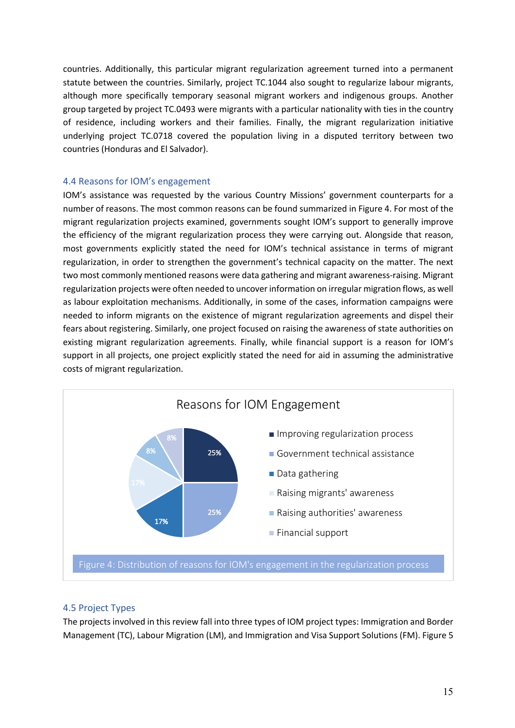countries. Additionally, this particular migrant regularization agreement turned into a permanent statute between the countries. Similarly, project TC.1044 also sought to regularize labour migrants, although more specifically temporary seasonal migrant workers and indigenous groups. Another group targeted by project TC.0493 were migrants with a particular nationality with ties in the country of residence, including workers and their families. Finally, the migrant regularization initiative underlying project TC.0718 covered the population living in a disputed territory between two countries (Honduras and El Salvador).

### 4.4 Reasons for IOM's engagement

IOM's assistance was requested by the various Country Missions' government counterparts for a number of reasons. The most common reasons can be found summarized in Figure 4. For most of the migrant regularization projects examined, governments sought IOM's support to generally improve the efficiency of the migrant regularization process they were carrying out. Alongside that reason, most governments explicitly stated the need for IOM's technical assistance in terms of migrant regularization, in order to strengthen the government's technical capacity on the matter. The next two most commonly mentioned reasons were data gathering and migrant awareness-raising. Migrant regularization projects were often needed to uncover information on irregular migration flows, as well as labour exploitation mechanisms. Additionally, in some of the cases, information campaigns were needed to inform migrants on the existence of migrant regularization agreements and dispel their fears about registering. Similarly, one project focused on raising the awareness of state authorities on existing migrant regularization agreements. Finally, while financial support is a reason for IOM's support in all projects, one project explicitly stated the need for aid in assuming the administrative costs of migrant regularization.

**Reasons for IOM Engagement**

- Improving regularization process: 25%
- Government technical assistance: 25%
- Data gathering: 17%
- Raising migrants' awareness: 17%
- Raising authorities' awareness: 8%
- Financial support: 8%

Figure 4: Distribution of reasons for IOM's engagement in the regularization process

### 4.5 Project Types

The projects involved in this review fall into three types of IOM project types: Immigration and Border Management (TC), Labour Migration (LM), and Immigration and Visa Support Solutions (FM). Figure 5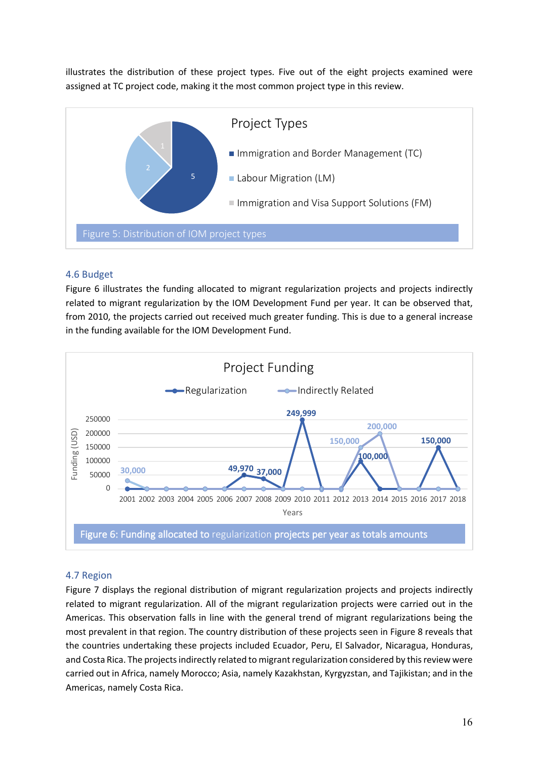illustrates the distribution of these project types. Five out of the eight projects examined were assigned at TC project code, making it the most common project type in this review.

Figure 5: Distribution of IOM project types

## 4.6 Budget

Figure 6 illustrates the funding allocated to migrant regularization projects and projects indirectly related to migrant regularization by the IOM Development Fund per year. It can be observed that, from 2010, the projects carried out received much greater funding. This is due to a general increase in the funding available for the IOM Development Fund.

Figure 6: Funding allocated to regularization projects per year as totals amounts

## 4.7 Region

Figure 7 displays the regional distribution of migrant regularization projects and projects indirectly related to migrant regularization. All of the migrant regularization projects were carried out in the Americas. This observation falls in line with the general trend of migrant regularizations being the most prevalent in that region. The country distribution of these projects seen in Figure 8 reveals that the countries undertaking these projects included Ecuador, Peru, El Salvador, Nicaragua, Honduras, and Costa Rica. The projects indirectly related to migrant regularization considered by this review were carried out in Africa, namely Morocco; Asia, namely Kazakhstan, Kyrgyzstan, and Tajikistan; and in the Americas, namely Costa Rica.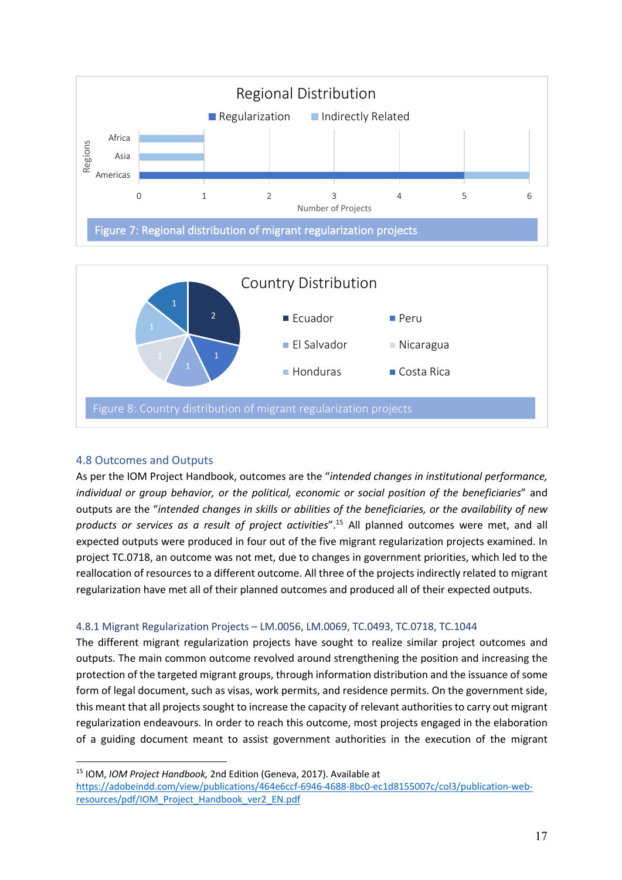Figure 7: Regional distribution of migrant regularization projects

Figure 8: Country distribution of migrant regularization projects

### 4.8 Outcomes and Outputs

As per the IOM Project Handbook, outcomes are the "*intended changes in institutional performance, individual or group behavior, or the political, economic or social position of the beneficiaries*" and outputs are the "*intended changes in skills or abilities of the beneficiaries, or the availability of new products or services as a result of project activities*".[15] All planned outcomes were met, and all expected outputs were produced in four out of the five migrant regularization projects examined. In project TC.0718, an outcome was not met, due to changes in government priorities, which led to the reallocation of resources to a different outcome. All three of the projects indirectly related to migrant regularization have met all of their planned outcomes and produced all of their expected outputs.

#### 4.8.1 Migrant Regularization Projects – LM.0056, LM.0069, TC.0493, TC.0718, TC.1044

The different migrant regularization projects have sought to realize similar project outcomes and outputs. The main common outcome revolved around strengthening the position and increasing the protection of the targeted migrant groups, through information distribution and the issuance of some form of legal document, such as visas, work permits, and residence permits. On the government side, this meant that all projects sought to increase the capacity of relevant authorities to carry out migrant regularization endeavours. In order to reach this outcome, most projects engaged in the elaboration of a guiding document meant to assist government authorities in the execution of the migrant

---

[15] IOM, *IOM Project Handbook,* 2nd Edition (Geneva, 2017). Available at https://adobeindd.com/view/publications/464e6ccf-6946-4688-8bc0-ec1d8155007c/col3/publication-web-resources/pdf/IOM_Project_Handbook_ver2_EN.pdf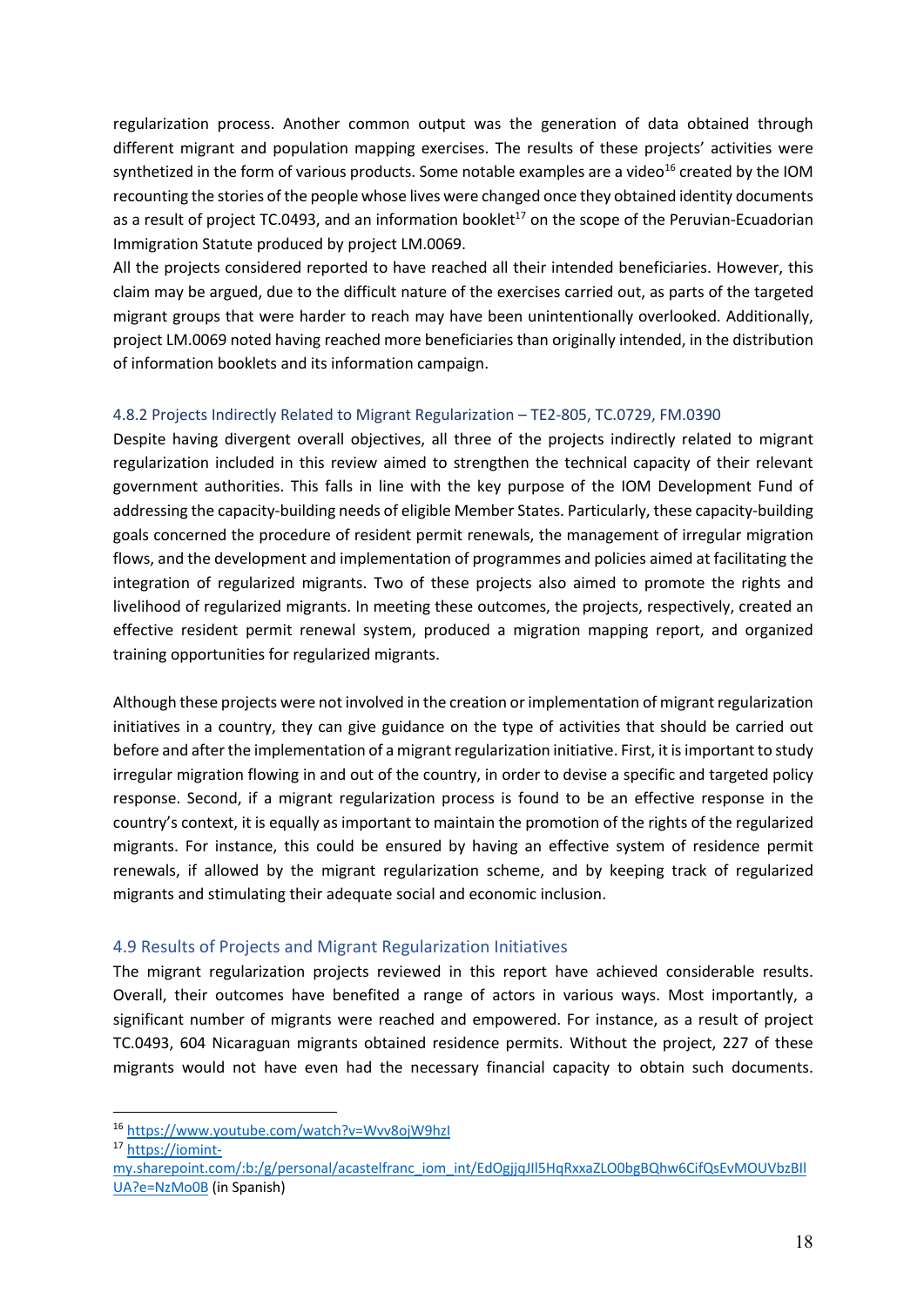regularization process. Another common output was the generation of data obtained through different migrant and population mapping exercises. The results of these projects' activities were synthetized in the form of various products. Some notable examples are a video[16] created by the IOM recounting the stories of the people whose lives were changed once they obtained identity documents as a result of project TC.0493, and an information booklet[17] on the scope of the Peruvian-Ecuadorian Immigration Statute produced by project LM.0069.

All the projects considered reported to have reached all their intended beneficiaries. However, this claim may be argued, due to the difficult nature of the exercises carried out, as parts of the targeted migrant groups that were harder to reach may have been unintentionally overlooked. Additionally, project LM.0069 noted having reached more beneficiaries than originally intended, in the distribution of information booklets and its information campaign.

### 4.8.2 Projects Indirectly Related to Migrant Regularization – TE2-805, TC.0729, FM.0390

Despite having divergent overall objectives, all three of the projects indirectly related to migrant regularization included in this review aimed to strengthen the technical capacity of their relevant government authorities. This falls in line with the key purpose of the IOM Development Fund of addressing the capacity-building needs of eligible Member States. Particularly, these capacity-building goals concerned the procedure of resident permit renewals, the management of irregular migration flows, and the development and implementation of programmes and policies aimed at facilitating the integration of regularized migrants. Two of these projects also aimed to promote the rights and livelihood of regularized migrants. In meeting these outcomes, the projects, respectively, created an effective resident permit renewal system, produced a migration mapping report, and organized training opportunities for regularized migrants.

Although these projects were not involved in the creation or implementation of migrant regularization initiatives in a country, they can give guidance on the type of activities that should be carried out before and after the implementation of a migrant regularization initiative. First, it is important to study irregular migration flowing in and out of the country, in order to devise a specific and targeted policy response. Second, if a migrant regularization process is found to be an effective response in the country's context, it is equally as important to maintain the promotion of the rights of the regularized migrants. For instance, this could be ensured by having an effective system of residence permit renewals, if allowed by the migrant regularization scheme, and by keeping track of regularized migrants and stimulating their adequate social and economic inclusion.

## 4.9 Results of Projects and Migrant Regularization Initiatives

The migrant regularization projects reviewed in this report have achieved considerable results. Overall, their outcomes have benefited a range of actors in various ways. Most importantly, a significant number of migrants were reached and empowered. For instance, as a result of project TC.0493, 604 Nicaraguan migrants obtained residence permits. Without the project, 227 of these migrants would not have even had the necessary financial capacity to obtain such documents.

---

[16] https://www.youtube.com/watch?v=Wvv8ojW9hzI

[17] https://iomint-my.sharepoint.com/:b:/g/personal/acastelfranc_iom_int/EdOgjjqJlI5HqRxxaZLO0bgBQhw6CifQsEvMOUVbzBIlUA?e=NzMo0B (in Spanish)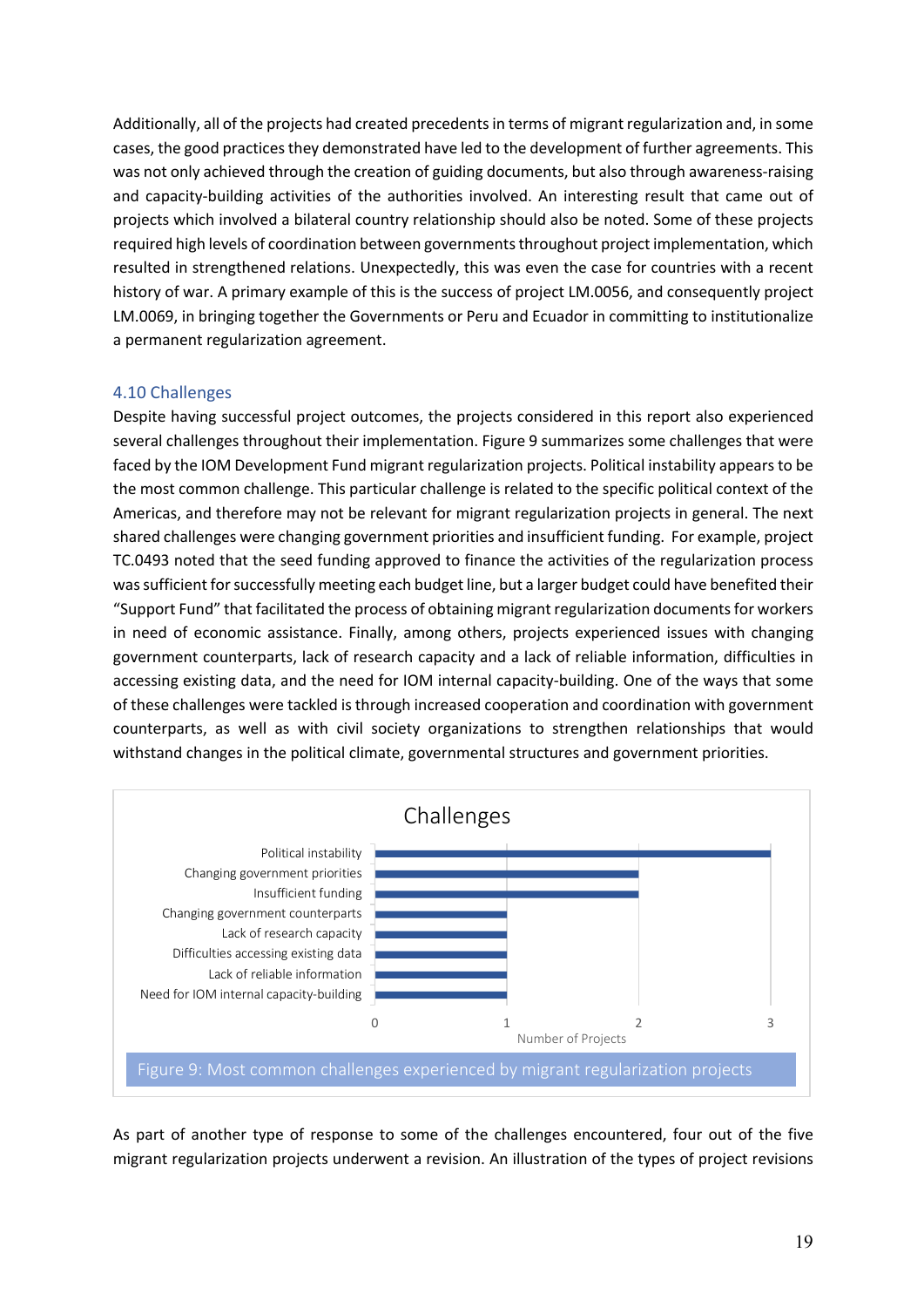Additionally, all of the projects had created precedents in terms of migrant regularization and, in some cases, the good practices they demonstrated have led to the development of further agreements. This was not only achieved through the creation of guiding documents, but also through awareness-raising and capacity-building activities of the authorities involved. An interesting result that came out of projects which involved a bilateral country relationship should also be noted. Some of these projects required high levels of coordination between governments throughout project implementation, which resulted in strengthened relations. Unexpectedly, this was even the case for countries with a recent history of war. A primary example of this is the success of project LM.0056, and consequently project LM.0069, in bringing together the Governments or Peru and Ecuador in committing to institutionalize a permanent regularization agreement.

### 4.10 Challenges

Despite having successful project outcomes, the projects considered in this report also experienced several challenges throughout their implementation. Figure 9 summarizes some challenges that were faced by the IOM Development Fund migrant regularization projects. Political instability appears to be the most common challenge. This particular challenge is related to the specific political context of the Americas, and therefore may not be relevant for migrant regularization projects in general. The next shared challenges were changing government priorities and insufficient funding. For example, project TC.0493 noted that the seed funding approved to finance the activities of the regularization process was sufficient for successfully meeting each budget line, but a larger budget could have benefited their "Support Fund" that facilitated the process of obtaining migrant regularization documents for workers in need of economic assistance. Finally, among others, projects experienced issues with changing government counterparts, lack of research capacity and a lack of reliable information, difficulties in accessing existing data, and the need for IOM internal capacity-building. One of the ways that some of these challenges were tackled is through increased cooperation and coordination with government counterparts, as well as with civil society organizations to strengthen relationships that would withstand changes in the political climate, governmental structures and government priorities.

**Challenges**

| Challenge | Number of Projects |
|---|---|
| Political instability | 3 |
| Changing government priorities | 2 |
| Insufficient funding | 2 |
| Changing government counterparts | 1 |
| Lack of research capacity | 1 |
| Difficulties accessing existing data | 1 |
| Lack of reliable information | 1 |
| Need for IOM internal capacity-building | 1 |

Figure 9: Most common challenges experienced by migrant regularization projects

As part of another type of response to some of the challenges encountered, four out of the five migrant regularization projects underwent a revision. An illustration of the types of project revisions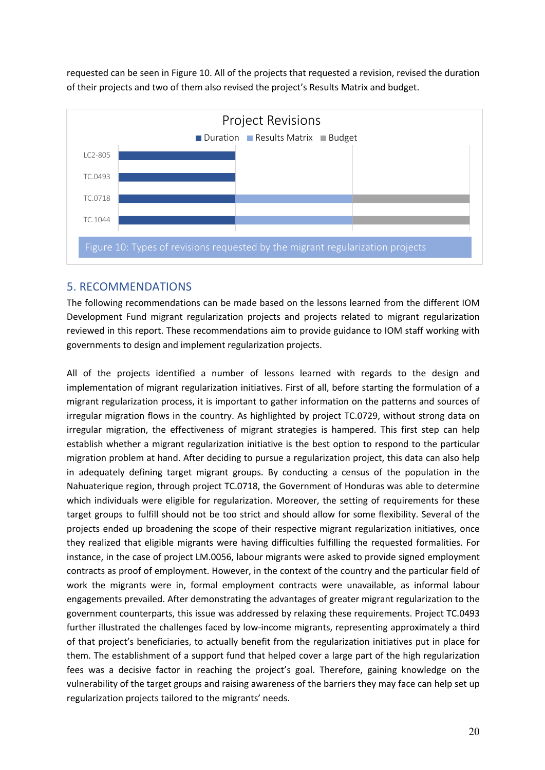requested can be seen in Figure 10. All of the projects that requested a revision, revised the duration of their projects and two of them also revised the project's Results Matrix and budget.

| Project | Duration | Results Matrix | Budget |
|---|---|---|---|
| LC2-805 | ✓ | | |
| TC.0493 | ✓ | | |
| TC.0718 | ✓ | ✓ | ✓ |
| TC.1044 | ✓ | ✓ | ✓ |

Figure 10: Types of revisions requested by the migrant regularization projects

## 5. RECOMMENDATIONS

The following recommendations can be made based on the lessons learned from the different IOM Development Fund migrant regularization projects and projects related to migrant regularization reviewed in this report. These recommendations aim to provide guidance to IOM staff working with governments to design and implement regularization projects.

All of the projects identified a number of lessons learned with regards to the design and implementation of migrant regularization initiatives. First of all, before starting the formulation of a migrant regularization process, it is important to gather information on the patterns and sources of irregular migration flows in the country. As highlighted by project TC.0729, without strong data on irregular migration, the effectiveness of migrant strategies is hampered. This first step can help establish whether a migrant regularization initiative is the best option to respond to the particular migration problem at hand. After deciding to pursue a regularization project, this data can also help in adequately defining target migrant groups. By conducting a census of the population in the Nahuaterique region, through project TC.0718, the Government of Honduras was able to determine which individuals were eligible for regularization. Moreover, the setting of requirements for these target groups to fulfill should not be too strict and should allow for some flexibility. Several of the projects ended up broadening the scope of their respective migrant regularization initiatives, once they realized that eligible migrants were having difficulties fulfilling the requested formalities. For instance, in the case of project LM.0056, labour migrants were asked to provide signed employment contracts as proof of employment. However, in the context of the country and the particular field of work the migrants were in, formal employment contracts were unavailable, as informal labour engagements prevailed. After demonstrating the advantages of greater migrant regularization to the government counterparts, this issue was addressed by relaxing these requirements. Project TC.0493 further illustrated the challenges faced by low-income migrants, representing approximately a third of that project's beneficiaries, to actually benefit from the regularization initiatives put in place for them. The establishment of a support fund that helped cover a large part of the high regularization fees was a decisive factor in reaching the project's goal. Therefore, gaining knowledge on the vulnerability of the target groups and raising awareness of the barriers they may face can help set up regularization projects tailored to the migrants' needs.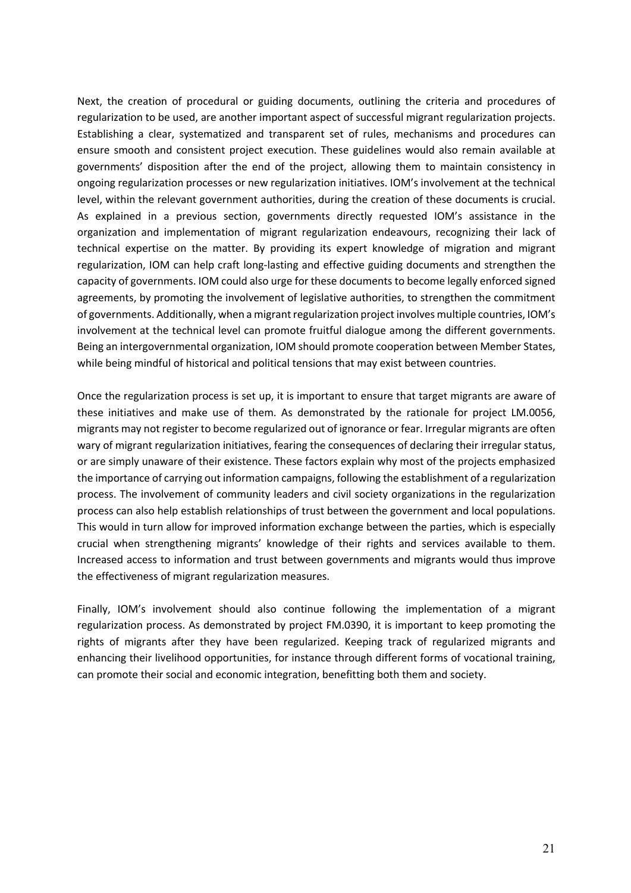Next, the creation of procedural or guiding documents, outlining the criteria and procedures of regularization to be used, are another important aspect of successful migrant regularization projects. Establishing a clear, systematized and transparent set of rules, mechanisms and procedures can ensure smooth and consistent project execution. These guidelines would also remain available at governments' disposition after the end of the project, allowing them to maintain consistency in ongoing regularization processes or new regularization initiatives. IOM's involvement at the technical level, within the relevant government authorities, during the creation of these documents is crucial. As explained in a previous section, governments directly requested IOM's assistance in the organization and implementation of migrant regularization endeavours, recognizing their lack of technical expertise on the matter. By providing its expert knowledge of migration and migrant regularization, IOM can help craft long-lasting and effective guiding documents and strengthen the capacity of governments. IOM could also urge for these documents to become legally enforced signed agreements, by promoting the involvement of legislative authorities, to strengthen the commitment of governments. Additionally, when a migrant regularization project involves multiple countries, IOM's involvement at the technical level can promote fruitful dialogue among the different governments. Being an intergovernmental organization, IOM should promote cooperation between Member States, while being mindful of historical and political tensions that may exist between countries.

Once the regularization process is set up, it is important to ensure that target migrants are aware of these initiatives and make use of them. As demonstrated by the rationale for project LM.0056, migrants may not register to become regularized out of ignorance or fear. Irregular migrants are often wary of migrant regularization initiatives, fearing the consequences of declaring their irregular status, or are simply unaware of their existence. These factors explain why most of the projects emphasized the importance of carrying out information campaigns, following the establishment of a regularization process. The involvement of community leaders and civil society organizations in the regularization process can also help establish relationships of trust between the government and local populations. This would in turn allow for improved information exchange between the parties, which is especially crucial when strengthening migrants' knowledge of their rights and services available to them. Increased access to information and trust between governments and migrants would thus improve the effectiveness of migrant regularization measures.

Finally, IOM's involvement should also continue following the implementation of a migrant regularization process. As demonstrated by project FM.0390, it is important to keep promoting the rights of migrants after they have been regularized. Keeping track of regularized migrants and enhancing their livelihood opportunities, for instance through different forms of vocational training, can promote their social and economic integration, benefitting both them and society.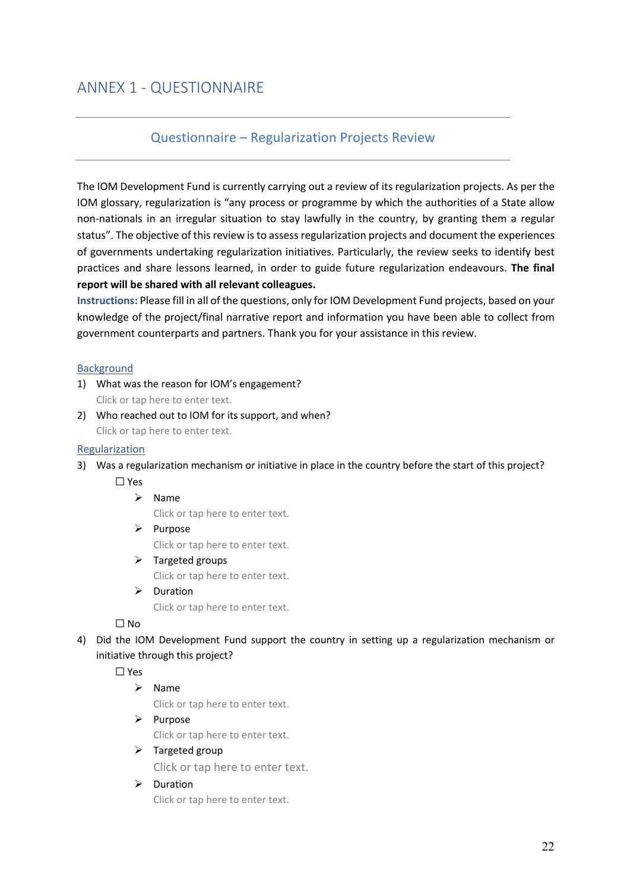# ANNEX 1 - QUESTIONNAIRE

---

## Questionnaire – Regularization Projects Review

---

The IOM Development Fund is currently carrying out a review of its regularization projects. As per the IOM glossary, regularization is "any process or programme by which the authorities of a State allow non-nationals in an irregular situation to stay lawfully in the country, by granting them a regular status". The objective of this review is to assess regularization projects and document the experiences of governments undertaking regularization initiatives. Particularly, the review seeks to identify best practices and share lessons learned, in order to guide future regularization endeavours. **The final report will be shared with all relevant colleagues.**

**Instructions:** Please fill in all of the questions, only for IOM Development Fund projects, based on your knowledge of the project/final narrative report and information you have been able to collect from government counterparts and partners. Thank you for your assistance in this review.

### Background

1) What was the reason for IOM's engagement?

   Click or tap here to enter text.

2) Who reached out to IOM for its support, and when?

   Click or tap here to enter text.

### Regularization

3) Was a regularization mechanism or initiative in place in the country before the start of this project?

   ☐ Yes

   - Name

     Click or tap here to enter text.
   - Purpose

     Click or tap here to enter text.
   - Targeted groups

     Click or tap here to enter text.
   - Duration

     Click or tap here to enter text.

   ☐ No

4) Did the IOM Development Fund support the country in setting up a regularization mechanism or initiative through this project?

   ☐ Yes

   - Name

     Click or tap here to enter text.
   - Purpose

     Click or tap here to enter text.
   - Targeted group

     Click or tap here to enter text.
   - Duration

     Click or tap here to enter text.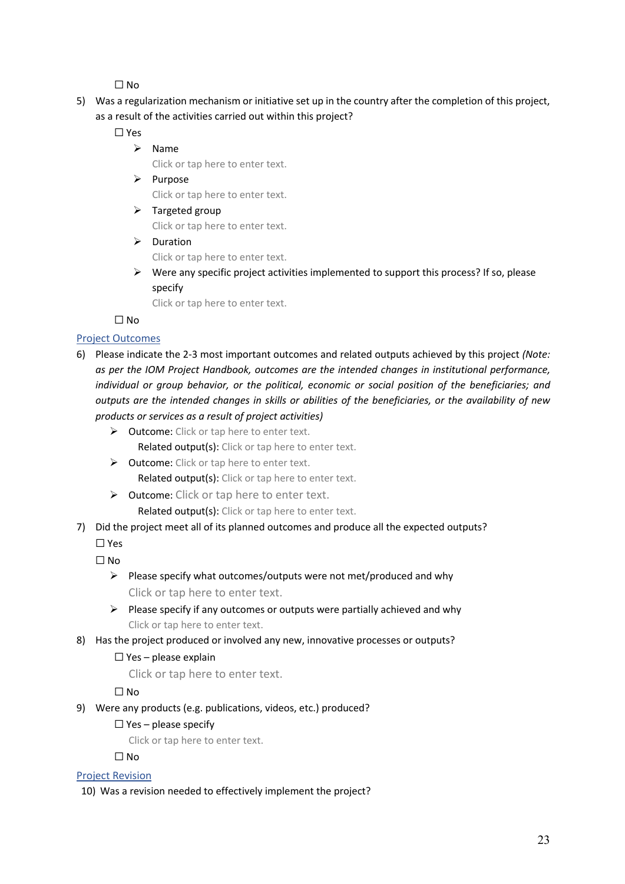☐ No

5) Was a regularization mechanism or initiative set up in the country after the completion of this project, as a result of the activities carried out within this project?

   ☐ Yes

   - Name
     Click or tap here to enter text.
   - Purpose
     Click or tap here to enter text.
   - Targeted group
     Click or tap here to enter text.
   - Duration
     Click or tap here to enter text.
   - Were any specific project activities implemented to support this process? If so, please specify
     Click or tap here to enter text.

   ☐ No

## Project Outcomes

6) Please indicate the 2-3 most important outcomes and related outputs achieved by this project *(Note: as per the IOM Project Handbook, outcomes are the intended changes in institutional performance, individual or group behavior, or the political, economic or social position of the beneficiaries; and outputs are the intended changes in skills or abilities of the beneficiaries, or the availability of new products or services as a result of project activities)*

   - Outcome: Click or tap here to enter text.
     Related output(s): Click or tap here to enter text.
   - Outcome: Click or tap here to enter text.
     Related output(s): Click or tap here to enter text.
   - Outcome: Click or tap here to enter text.
     Related output(s): Click or tap here to enter text.

7) Did the project meet all of its planned outcomes and produce all the expected outputs?

   ☐ Yes

   ☐ No

   - Please specify what outcomes/outputs were not met/produced and why
     Click or tap here to enter text.
   - Please specify if any outcomes or outputs were partially achieved and why
     Click or tap here to enter text.

8) Has the project produced or involved any new, innovative processes or outputs?

   ☐ Yes – please explain
   Click or tap here to enter text.

   ☐ No

9) Were any products (e.g. publications, videos, etc.) produced?

   ☐ Yes – please specify
   Click or tap here to enter text.

   ☐ No

## Project Revision

10) Was a revision needed to effectively implement the project?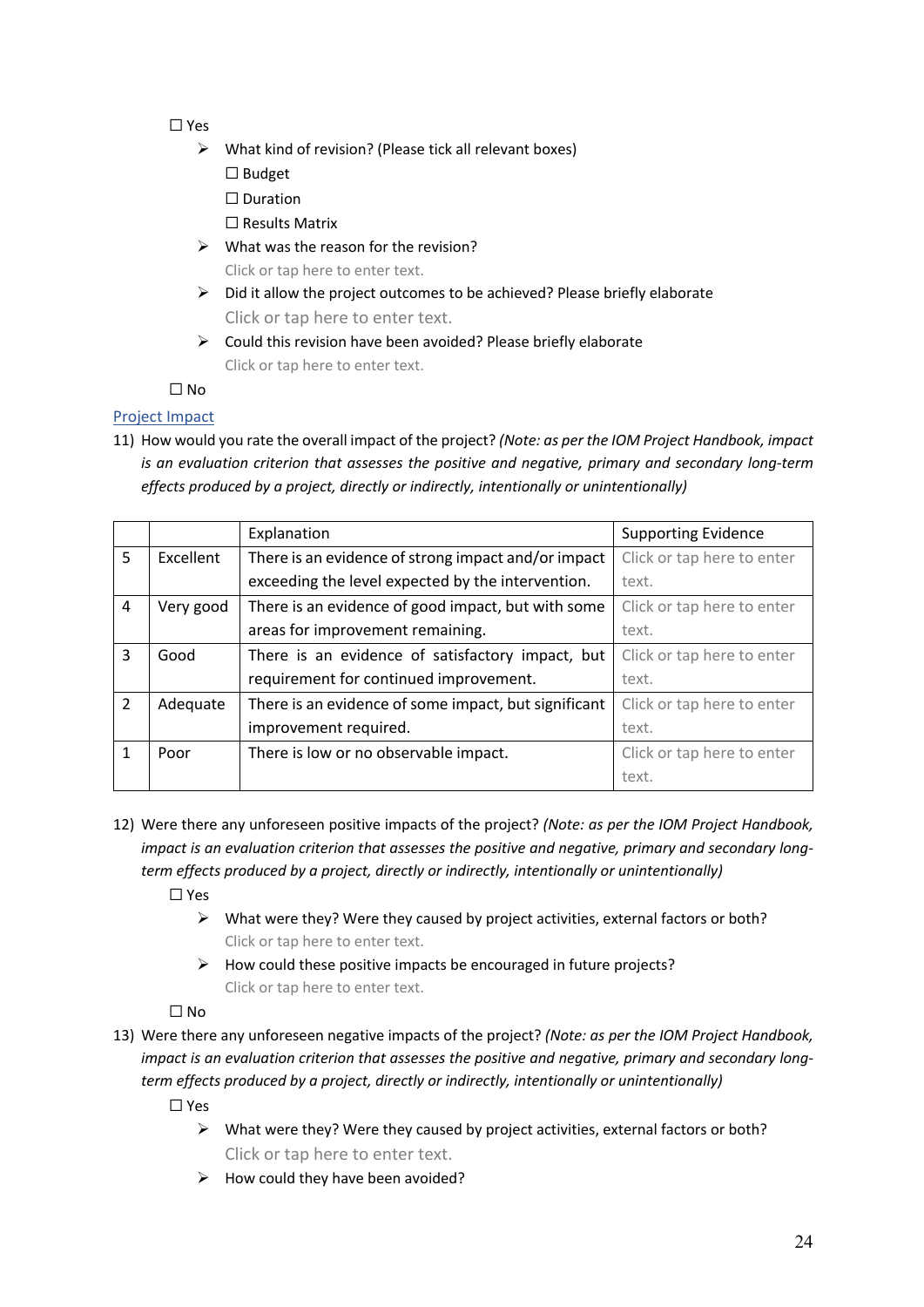☐ Yes

- What kind of revision? (Please tick all relevant boxes)

  ☐ Budget

  ☐ Duration

  ☐ Results Matrix

- What was the reason for the revision?

  Click or tap here to enter text.

- Did it allow the project outcomes to be achieved? Please briefly elaborate

  Click or tap here to enter text.

- Could this revision have been avoided? Please briefly elaborate

  Click or tap here to enter text.

☐ No

### Project Impact

11) How would you rate the overall impact of the project? *(Note: as per the IOM Project Handbook, impact is an evaluation criterion that assesses the positive and negative, primary and secondary long-term effects produced by a project, directly or indirectly, intentionally or unintentionally)*

| | | Explanation | Supporting Evidence |
|---|---|---|---|
| 5 | Excellent | There is an evidence of strong impact and/or impact exceeding the level expected by the intervention. | Click or tap here to enter text. |
| 4 | Very good | There is an evidence of good impact, but with some areas for improvement remaining. | Click or tap here to enter text. |
| 3 | Good | There is an evidence of satisfactory impact, but requirement for continued improvement. | Click or tap here to enter text. |
| 2 | Adequate | There is an evidence of some impact, but significant improvement required. | Click or tap here to enter text. |
| 1 | Poor | There is low or no observable impact. | Click or tap here to enter text. |

12) Were there any unforeseen positive impacts of the project? *(Note: as per the IOM Project Handbook, impact is an evaluation criterion that assesses the positive and negative, primary and secondary long-term effects produced by a project, directly or indirectly, intentionally or unintentionally)*

☐ Yes

- What were they? Were they caused by project activities, external factors or both?

  Click or tap here to enter text.

- How could these positive impacts be encouraged in future projects?

  Click or tap here to enter text.

☐ No

13) Were there any unforeseen negative impacts of the project? *(Note: as per the IOM Project Handbook, impact is an evaluation criterion that assesses the positive and negative, primary and secondary long-term effects produced by a project, directly or indirectly, intentionally or unintentionally)*

☐ Yes

- What were they? Were they caused by project activities, external factors or both?

  Click or tap here to enter text.

- How could they have been avoided?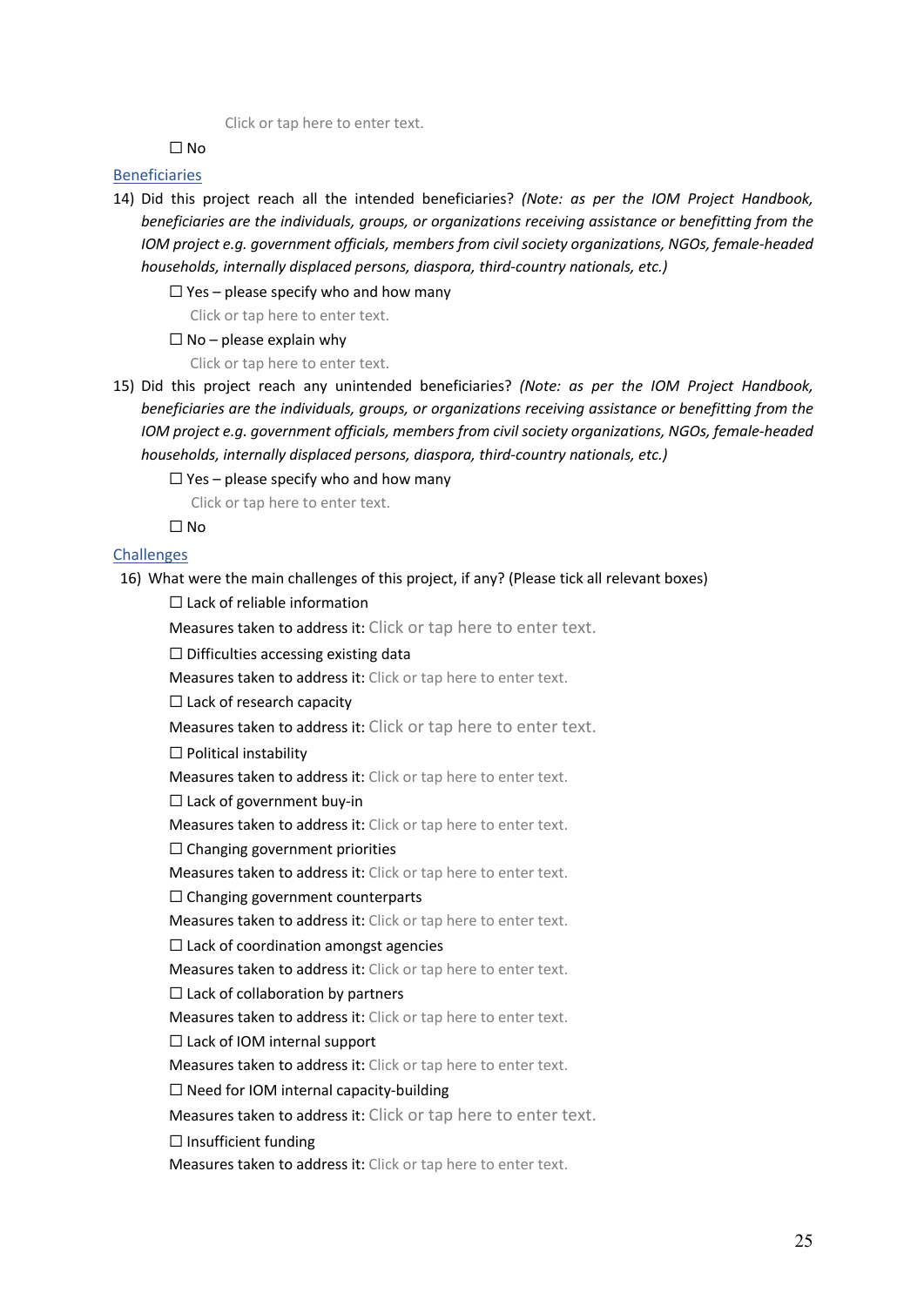Click or tap here to enter text.

☐ No

[Beneficiaries]

14) Did this project reach all the intended beneficiaries? *(Note: as per the IOM Project Handbook, beneficiaries are the individuals, groups, or organizations receiving assistance or benefitting from the IOM project e.g. government officials, members from civil society organizations, NGOs, female-headed households, internally displaced persons, diaspora, third-country nationals, etc.)*

   ☐ Yes – please specify who and how many

   Click or tap here to enter text.

   ☐ No – please explain why

   Click or tap here to enter text.

15) Did this project reach any unintended beneficiaries? *(Note: as per the IOM Project Handbook, beneficiaries are the individuals, groups, or organizations receiving assistance or benefitting from the IOM project e.g. government officials, members from civil society organizations, NGOs, female-headed households, internally displaced persons, diaspora, third-country nationals, etc.)*

   ☐ Yes – please specify who and how many

   Click or tap here to enter text.

   ☐ No

[Challenges]

16) What were the main challenges of this project, if any? (Please tick all relevant boxes)

   ☐ Lack of reliable information

   Measures taken to address it: Click or tap here to enter text.

   ☐ Difficulties accessing existing data

   Measures taken to address it: Click or tap here to enter text.

   ☐ Lack of research capacity

   Measures taken to address it: Click or tap here to enter text.

   ☐ Political instability

   Measures taken to address it: Click or tap here to enter text.

   ☐ Lack of government buy-in

   Measures taken to address it: Click or tap here to enter text.

   ☐ Changing government priorities

   Measures taken to address it: Click or tap here to enter text.

   ☐ Changing government counterparts

   Measures taken to address it: Click or tap here to enter text.

   ☐ Lack of coordination amongst agencies

   Measures taken to address it: Click or tap here to enter text.

   ☐ Lack of collaboration by partners

   Measures taken to address it: Click or tap here to enter text.

   ☐ Lack of IOM internal support

   Measures taken to address it: Click or tap here to enter text.

   ☐ Need for IOM internal capacity-building

   Measures taken to address it: Click or tap here to enter text.

   ☐ Insufficient funding

   Measures taken to address it: Click or tap here to enter text.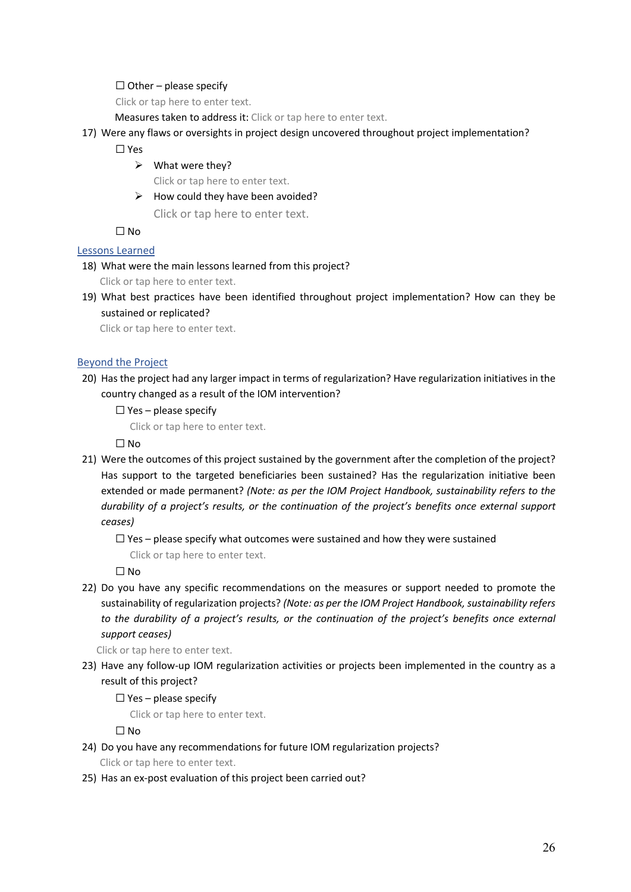☐ Other – please specify

Click or tap here to enter text.

Measures taken to address it: Click or tap here to enter text.

17) Were any flaws or oversights in project design uncovered throughout project implementation?

    ☐ Yes

    - ➢ What were they?

      Click or tap here to enter text.

    - ➢ How could they have been avoided?

      Click or tap here to enter text.

    ☐ No

## Lessons Learned

18) What were the main lessons learned from this project?

    Click or tap here to enter text.

19) What best practices have been identified throughout project implementation? How can they be sustained or replicated?

    Click or tap here to enter text.

## Beyond the Project

20) Has the project had any larger impact in terms of regularization? Have regularization initiatives in the country changed as a result of the IOM intervention?

    ☐ Yes – please specify

    Click or tap here to enter text.

    ☐ No

21) Were the outcomes of this project sustained by the government after the completion of the project? Has support to the targeted beneficiaries been sustained? Has the regularization initiative been extended or made permanent? *(Note: as per the IOM Project Handbook, sustainability refers to the durability of a project's results, or the continuation of the project's benefits once external support ceases)*

    ☐ Yes – please specify what outcomes were sustained and how they were sustained

    Click or tap here to enter text.

    ☐ No

22) Do you have any specific recommendations on the measures or support needed to promote the sustainability of regularization projects? *(Note: as per the IOM Project Handbook, sustainability refers to the durability of a project's results, or the continuation of the project's benefits once external support ceases)*

    Click or tap here to enter text.

23) Have any follow-up IOM regularization activities or projects been implemented in the country as a result of this project?

    ☐ Yes – please specify

    Click or tap here to enter text.

    ☐ No

24) Do you have any recommendations for future IOM regularization projects?

    Click or tap here to enter text.

25) Has an ex-post evaluation of this project been carried out?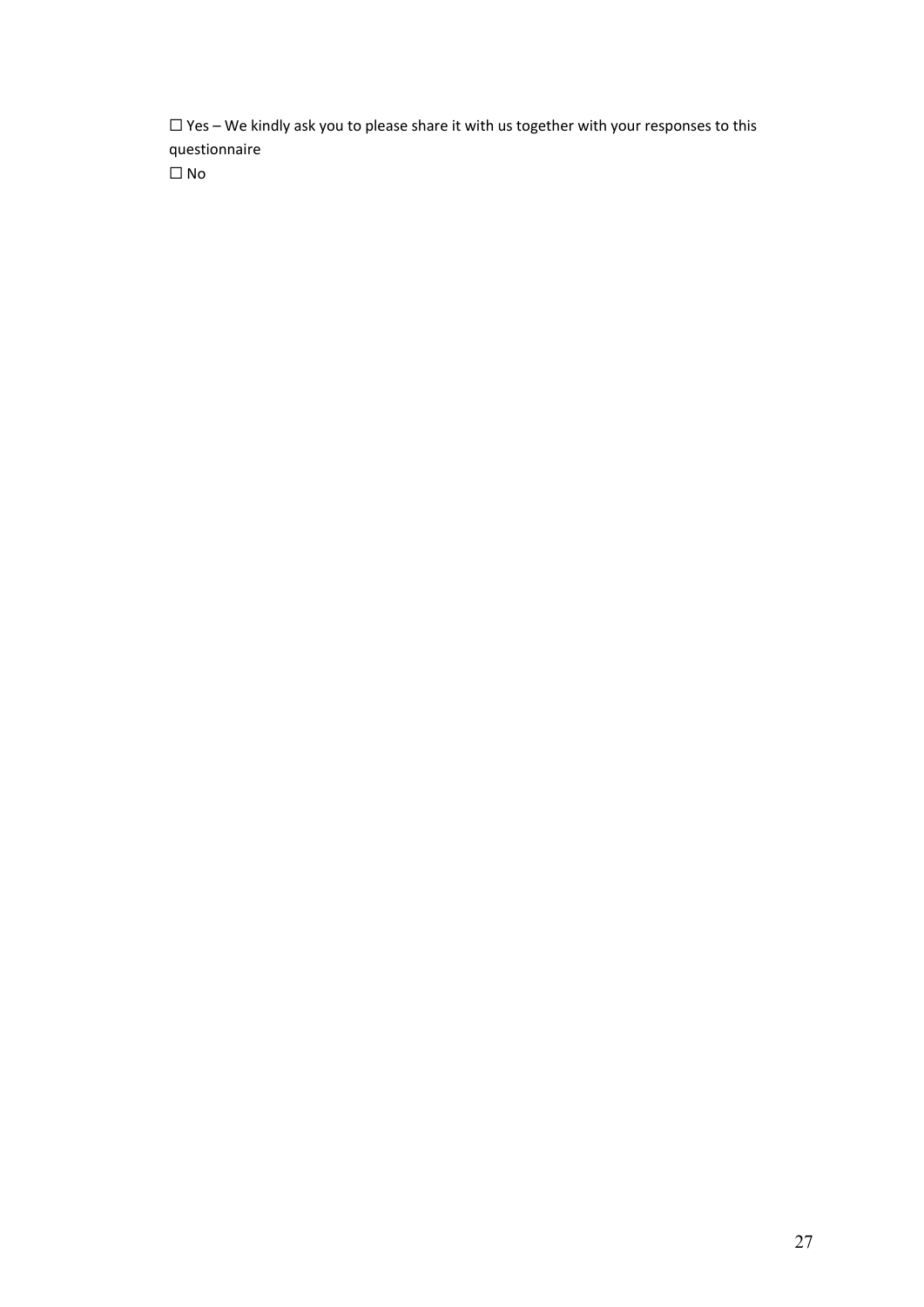☐ Yes – We kindly ask you to please share it with us together with your responses to this questionnaire

☐ No